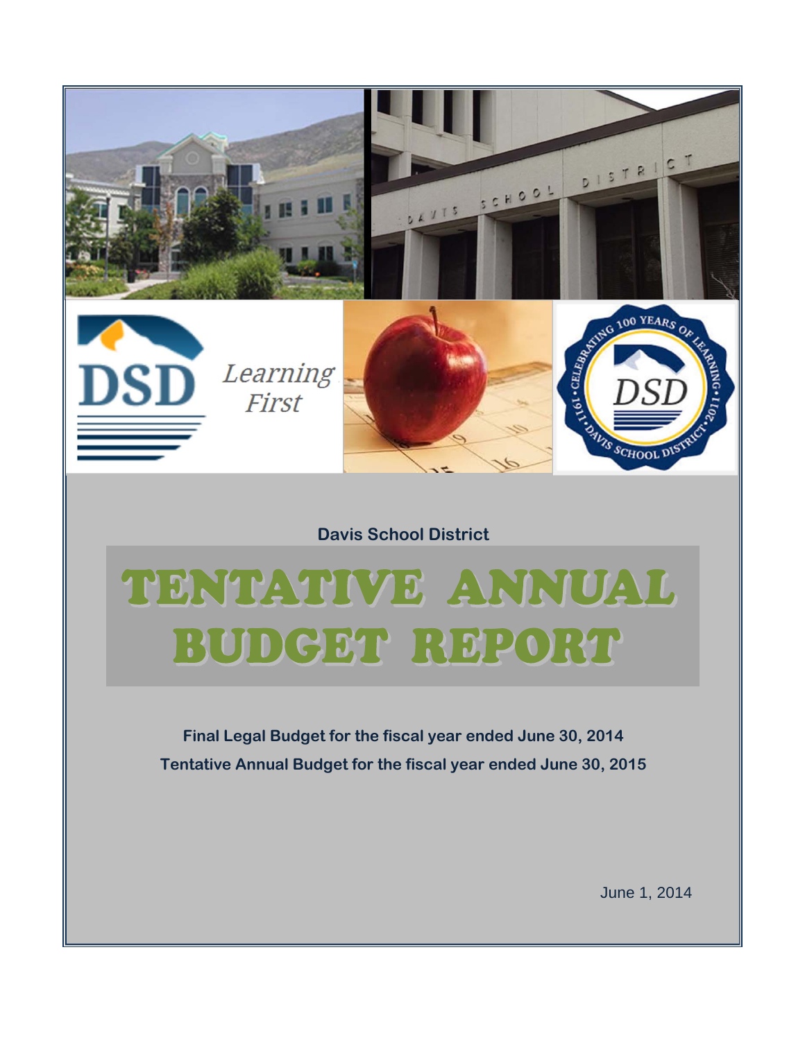Davis School District

# TENTATIVE ANNUAL BUDGET REPORT

**Final Legal Budget for the fiscal year ended June 30, 2014**

**Tentative Annual Budget for the fiscal year ended June 30, 2015**

June 1, 2014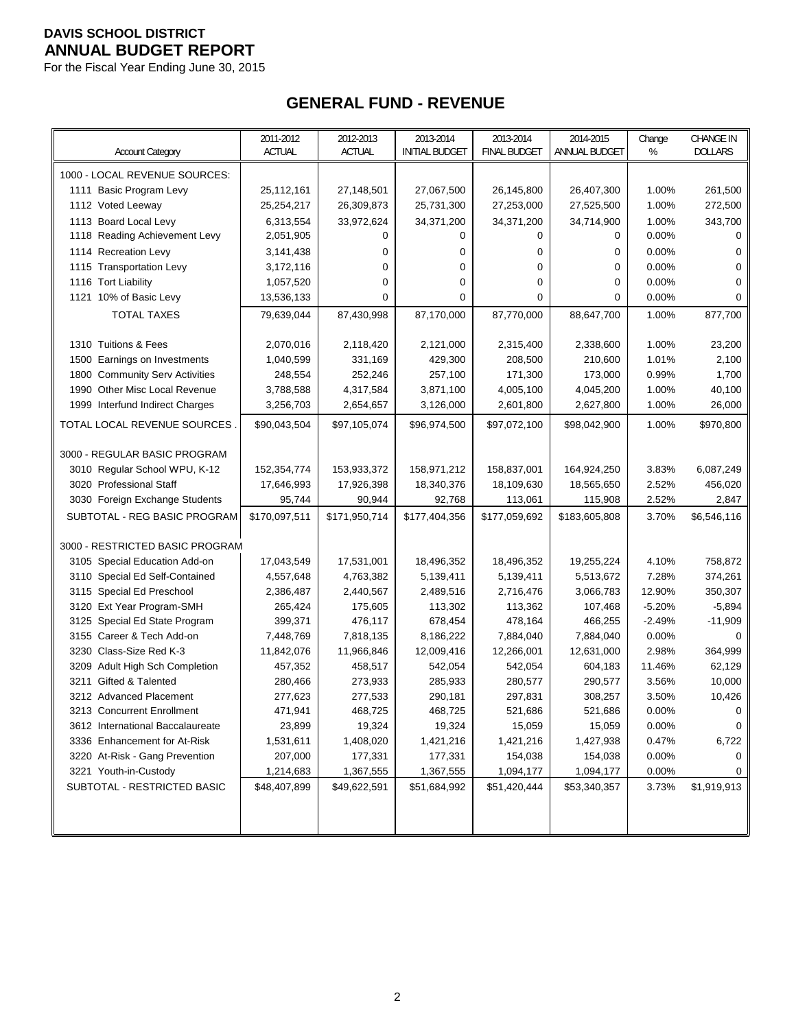**DAVIS SCHOOL DISTRICT**
**ANNUAL BUDGET REPORT**
For the Fiscal Year Ending June 30, 2015

## GENERAL FUND - REVENUE

| Account Category | 2011-2012 ACTUAL | 2012-2013 ACTUAL | 2013-2014 INITIAL BUDGET | 2013-2014 FINAL BUDGET | 2014-2015 ANNUAL BUDGET | Change % | CHANGE IN DOLLARS |
|---|---|---|---|---|---|---|---|
| 1000 - LOCAL REVENUE SOURCES: | | | | | | | |
| 1111 Basic Program Levy | 25,112,161 | 27,148,501 | 27,067,500 | 26,145,800 | 26,407,300 | 1.00% | 261,500 |
| 1112 Voted Leeway | 25,254,217 | 26,309,873 | 25,731,300 | 27,253,000 | 27,525,500 | 1.00% | 272,500 |
| 1113 Board Local Levy | 6,313,554 | 33,972,624 | 34,371,200 | 34,371,200 | 34,714,900 | 1.00% | 343,700 |
| 1118 Reading Achievement Levy | 2,051,905 | 0 | 0 | 0 | 0 | 0.00% | 0 |
| 1114 Recreation Levy | 3,141,438 | 0 | 0 | 0 | 0 | 0.00% | 0 |
| 1115 Transportation Levy | 3,172,116 | 0 | 0 | 0 | 0 | 0.00% | 0 |
| 1116 Tort Liability | 1,057,520 | 0 | 0 | 0 | 0 | 0.00% | 0 |
| 1121 10% of Basic Levy | 13,536,133 | 0 | 0 | 0 | 0 | 0.00% | 0 |
| TOTAL TAXES | 79,639,044 | 87,430,998 | 87,170,000 | 87,770,000 | 88,647,700 | 1.00% | 877,700 |
| 1310 Tuitions & Fees | 2,070,016 | 2,118,420 | 2,121,000 | 2,315,400 | 2,338,600 | 1.00% | 23,200 |
| 1500 Earnings on Investments | 1,040,599 | 331,169 | 429,300 | 208,500 | 210,600 | 1.01% | 2,100 |
| 1800 Community Serv Activities | 248,554 | 252,246 | 257,100 | 171,300 | 173,000 | 0.99% | 1,700 |
| 1990 Other Misc Local Revenue | 3,788,588 | 4,317,584 | 3,871,100 | 4,005,100 | 4,045,200 | 1.00% | 40,100 |
| 1999 Interfund Indirect Charges | 3,256,703 | 2,654,657 | 3,126,000 | 2,601,800 | 2,627,800 | 1.00% | 26,000 |
| TOTAL LOCAL REVENUE SOURCES . | $90,043,504 | $97,105,074 | $96,974,500 | $97,072,100 | $98,042,900 | 1.00% | $970,800 |
| 3000 - REGULAR BASIC PROGRAM | | | | | | | |
| 3010 Regular School WPU, K-12 | 152,354,774 | 153,933,372 | 158,971,212 | 158,837,001 | 164,924,250 | 3.83% | 6,087,249 |
| 3020 Professional Staff | 17,646,993 | 17,926,398 | 18,340,376 | 18,109,630 | 18,565,650 | 2.52% | 456,020 |
| 3030 Foreign Exchange Students | 95,744 | 90,944 | 92,768 | 113,061 | 115,908 | 2.52% | 2,847 |
| SUBTOTAL - REG BASIC PROGRAM | $170,097,511 | $171,950,714 | $177,404,356 | $177,059,692 | $183,605,808 | 3.70% | $6,546,116 |
| 3000 - RESTRICTED BASIC PROGRAM | | | | | | | |
| 3105 Special Education Add-on | 17,043,549 | 17,531,001 | 18,496,352 | 18,496,352 | 19,255,224 | 4.10% | 758,872 |
| 3110 Special Ed Self-Contained | 4,557,648 | 4,763,382 | 5,139,411 | 5,139,411 | 5,513,672 | 7.28% | 374,261 |
| 3115 Special Ed Preschool | 2,386,487 | 2,440,567 | 2,489,516 | 2,716,476 | 3,066,783 | 12.90% | 350,307 |
| 3120 Ext Year Program-SMH | 265,424 | 175,605 | 113,302 | 113,362 | 107,468 | -5.20% | -5,894 |
| 3125 Special Ed State Program | 399,371 | 476,117 | 678,454 | 478,164 | 466,255 | -2.49% | -11,909 |
| 3155 Career & Tech Add-on | 7,448,769 | 7,818,135 | 8,186,222 | 7,884,040 | 7,884,040 | 0.00% | 0 |
| 3230 Class-Size Red K-3 | 11,842,076 | 11,966,846 | 12,009,416 | 12,266,001 | 12,631,000 | 2.98% | 364,999 |
| 3209 Adult High Sch Completion | 457,352 | 458,517 | 542,054 | 542,054 | 604,183 | 11.46% | 62,129 |
| 3211 Gifted & Talented | 280,466 | 273,933 | 285,933 | 280,577 | 290,577 | 3.56% | 10,000 |
| 3212 Advanced Placement | 277,623 | 277,533 | 290,181 | 297,831 | 308,257 | 3.50% | 10,426 |
| 3213 Concurrent Enrollment | 471,941 | 468,725 | 468,725 | 521,686 | 521,686 | 0.00% | 0 |
| 3612 International Baccalaureate | 23,899 | 19,324 | 19,324 | 15,059 | 15,059 | 0.00% | 0 |
| 3336 Enhancement for At-Risk | 1,531,611 | 1,408,020 | 1,421,216 | 1,421,216 | 1,427,938 | 0.47% | 6,722 |
| 3220 At-Risk - Gang Prevention | 207,000 | 177,331 | 177,331 | 154,038 | 154,038 | 0.00% | 0 |
| 3221 Youth-in-Custody | 1,214,683 | 1,367,555 | 1,367,555 | 1,094,177 | 1,094,177 | 0.00% | 0 |
| SUBTOTAL - RESTRICTED BASIC | $48,407,899 | $49,622,591 | $51,684,992 | $51,420,444 | $53,340,357 | 3.73% | $1,919,913 |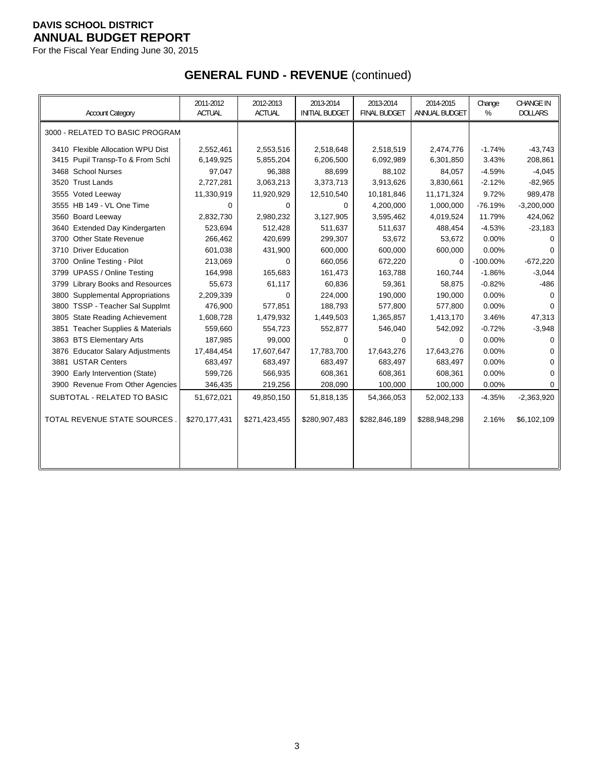**DAVIS SCHOOL DISTRICT**
**ANNUAL BUDGET REPORT**
For the Fiscal Year Ending June 30, 2015

## GENERAL FUND - REVENUE (continued)

| Account Category | 2011-2012 ACTUAL | 2012-2013 ACTUAL | 2013-2014 INITIAL BUDGET | 2013-2014 FINAL BUDGET | 2014-2015 ANNUAL BUDGET | Change % | CHANGE IN DOLLARS |
|---|---|---|---|---|---|---|---|
| 3000 - RELATED TO BASIC PROGRAM | | | | | | | |
| 3410 Flexible Allocation WPU Dist | 2,552,461 | 2,553,516 | 2,518,648 | 2,518,519 | 2,474,776 | -1.74% | -43,743 |
| 3415 Pupil Transp-To & From Schl | 6,149,925 | 5,855,204 | 6,206,500 | 6,092,989 | 6,301,850 | 3.43% | 208,861 |
| 3468 School Nurses | 97,047 | 96,388 | 88,699 | 88,102 | 84,057 | -4.59% | -4,045 |
| 3520 Trust Lands | 2,727,281 | 3,063,213 | 3,373,713 | 3,913,626 | 3,830,661 | -2.12% | -82,965 |
| 3555 Voted Leeway | 11,330,919 | 11,920,929 | 12,510,540 | 10,181,846 | 11,171,324 | 9.72% | 989,478 |
| 3555 HB 149 - VL One Time | 0 | 0 | 0 | 4,200,000 | 1,000,000 | -76.19% | -3,200,000 |
| 3560 Board Leeway | 2,832,730 | 2,980,232 | 3,127,905 | 3,595,462 | 4,019,524 | 11.79% | 424,062 |
| 3640 Extended Day Kindergarten | 523,694 | 512,428 | 511,637 | 511,637 | 488,454 | -4.53% | -23,183 |
| 3700 Other State Revenue | 266,462 | 420,699 | 299,307 | 53,672 | 53,672 | 0.00% | 0 |
| 3710 Driver Education | 601,038 | 431,900 | 600,000 | 600,000 | 600,000 | 0.00% | 0 |
| 3700 Online Testing - Pilot | 213,069 | 0 | 660,056 | 672,220 | 0 | -100.00% | -672,220 |
| 3799 UPASS / Online Testing | 164,998 | 165,683 | 161,473 | 163,788 | 160,744 | -1.86% | -3,044 |
| 3799 Library Books and Resources | 55,673 | 61,117 | 60,836 | 59,361 | 58,875 | -0.82% | -486 |
| 3800 Supplemental Appropriations | 2,209,339 | 0 | 224,000 | 190,000 | 190,000 | 0.00% | 0 |
| 3800 TSSP - Teacher Sal Supplmt | 476,900 | 577,851 | 188,793 | 577,800 | 577,800 | 0.00% | 0 |
| 3805 State Reading Achievement | 1,608,728 | 1,479,932 | 1,449,503 | 1,365,857 | 1,413,170 | 3.46% | 47,313 |
| 3851 Teacher Supplies & Materials | 559,660 | 554,723 | 552,877 | 546,040 | 542,092 | -0.72% | -3,948 |
| 3863 BTS Elementary Arts | 187,985 | 99,000 | 0 | 0 | 0 | 0.00% | 0 |
| 3876 Educator Salary Adjustments | 17,484,454 | 17,607,647 | 17,783,700 | 17,643,276 | 17,643,276 | 0.00% | 0 |
| 3881 USTAR Centers | 683,497 | 683,497 | 683,497 | 683,497 | 683,497 | 0.00% | 0 |
| 3900 Early Intervention (State) | 599,726 | 566,935 | 608,361 | 608,361 | 608,361 | 0.00% | 0 |
| 3900 Revenue From Other Agencies | 346,435 | 219,256 | 208,090 | 100,000 | 100,000 | 0.00% | 0 |
| SUBTOTAL - RELATED TO BASIC | 51,672,021 | 49,850,150 | 51,818,135 | 54,366,053 | 52,002,133 | -4.35% | -2,363,920 |
| TOTAL REVENUE STATE SOURCES . | $270,177,431 | $271,423,455 | $280,907,483 | $282,846,189 | $288,948,298 | 2.16% | $6,102,109 |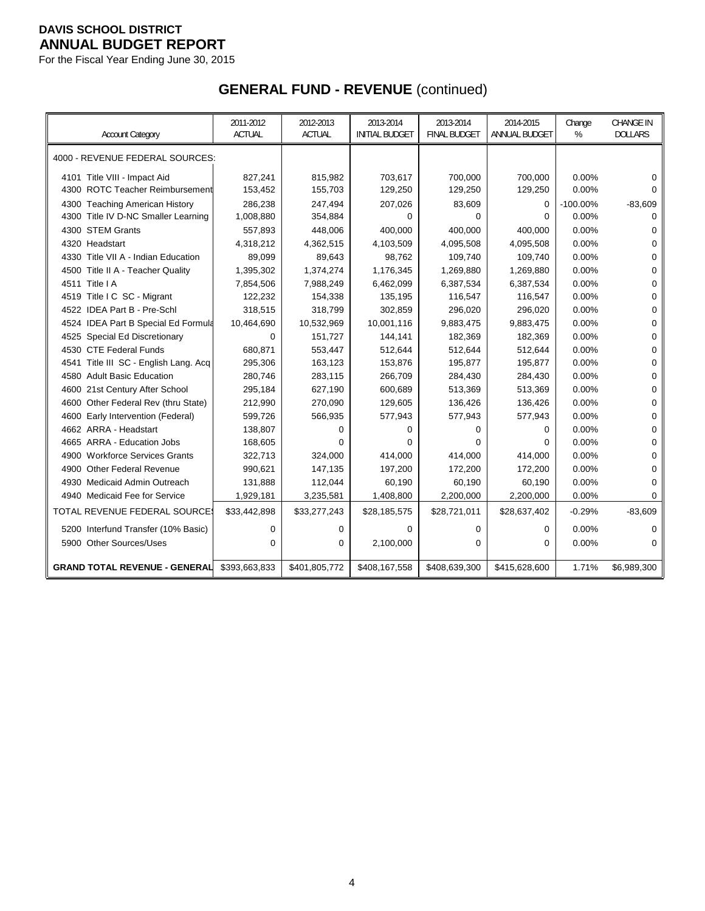**DAVIS SCHOOL DISTRICT**
**ANNUAL BUDGET REPORT**
For the Fiscal Year Ending June 30, 2015

## GENERAL FUND - REVENUE (continued)

| Account Category | 2011-2012 ACTUAL | 2012-2013 ACTUAL | 2013-2014 INITIAL BUDGET | 2013-2014 FINAL BUDGET | 2014-2015 ANNUAL BUDGET | Change % | CHANGE IN DOLLARS |
|---|---|---|---|---|---|---|---|
| 4000 - REVENUE FEDERAL SOURCES: | | | | | | | |
| 4101 Title VIII - Impact Aid | 827,241 | 815,982 | 703,617 | 700,000 | 700,000 | 0.00% | 0 |
| 4300 ROTC Teacher Reimbursement | 153,452 | 155,703 | 129,250 | 129,250 | 129,250 | 0.00% | 0 |
| 4300 Teaching American History | 286,238 | 247,494 | 207,026 | 83,609 | 0 | -100.00% | -83,609 |
| 4300 Title IV D-NC Smaller Learning | 1,008,880 | 354,884 | 0 | 0 | 0 | 0.00% | 0 |
| 4300 STEM Grants | 557,893 | 448,006 | 400,000 | 400,000 | 400,000 | 0.00% | 0 |
| 4320 Headstart | 4,318,212 | 4,362,515 | 4,103,509 | 4,095,508 | 4,095,508 | 0.00% | 0 |
| 4330 Title VII A - Indian Education | 89,099 | 89,643 | 98,762 | 109,740 | 109,740 | 0.00% | 0 |
| 4500 Title II A - Teacher Quality | 1,395,302 | 1,374,274 | 1,176,345 | 1,269,880 | 1,269,880 | 0.00% | 0 |
| 4511 Title I A | 7,854,506 | 7,988,249 | 6,462,099 | 6,387,534 | 6,387,534 | 0.00% | 0 |
| 4519 Title I C SC - Migrant | 122,232 | 154,338 | 135,195 | 116,547 | 116,547 | 0.00% | 0 |
| 4522 IDEA Part B - Pre-Schl | 318,515 | 318,799 | 302,859 | 296,020 | 296,020 | 0.00% | 0 |
| 4524 IDEA Part B Special Ed Formula | 10,464,690 | 10,532,969 | 10,001,116 | 9,883,475 | 9,883,475 | 0.00% | 0 |
| 4525 Special Ed Discretionary | 0 | 151,727 | 144,141 | 182,369 | 182,369 | 0.00% | 0 |
| 4530 CTE Federal Funds | 680,871 | 553,447 | 512,644 | 512,644 | 512,644 | 0.00% | 0 |
| 4541 Title III SC - English Lang. Acq | 295,306 | 163,123 | 153,876 | 195,877 | 195,877 | 0.00% | 0 |
| 4580 Adult Basic Education | 280,746 | 283,115 | 266,709 | 284,430 | 284,430 | 0.00% | 0 |
| 4600 21st Century After School | 295,184 | 627,190 | 600,689 | 513,369 | 513,369 | 0.00% | 0 |
| 4600 Other Federal Rev (thru State) | 212,990 | 270,090 | 129,605 | 136,426 | 136,426 | 0.00% | 0 |
| 4600 Early Intervention (Federal) | 599,726 | 566,935 | 577,943 | 577,943 | 577,943 | 0.00% | 0 |
| 4662 ARRA - Headstart | 138,807 | 0 | 0 | 0 | 0 | 0.00% | 0 |
| 4665 ARRA - Education Jobs | 168,605 | 0 | 0 | 0 | 0 | 0.00% | 0 |
| 4900 Workforce Services Grants | 322,713 | 324,000 | 414,000 | 414,000 | 414,000 | 0.00% | 0 |
| 4900 Other Federal Revenue | 990,621 | 147,135 | 197,200 | 172,200 | 172,200 | 0.00% | 0 |
| 4930 Medicaid Admin Outreach | 131,888 | 112,044 | 60,190 | 60,190 | 60,190 | 0.00% | 0 |
| 4940 Medicaid Fee for Service | 1,929,181 | 3,235,581 | 1,408,800 | 2,200,000 | 2,200,000 | 0.00% | 0 |
| TOTAL REVENUE FEDERAL SOURCES | $33,442,898 | $33,277,243 | $28,185,575 | $28,721,011 | $28,637,402 | -0.29% | -83,609 |
| 5200 Interfund Transfer (10% Basic) | 0 | 0 | 0 | 0 | 0 | 0.00% | 0 |
| 5900 Other Sources/Uses | 0 | 0 | 2,100,000 | 0 | 0 | 0.00% | 0 |
| **GRAND TOTAL REVENUE - GENERAL** | $393,663,833 | $401,805,772 | $408,167,558 | $408,639,300 | $415,628,600 | 1.71% | $6,989,300 |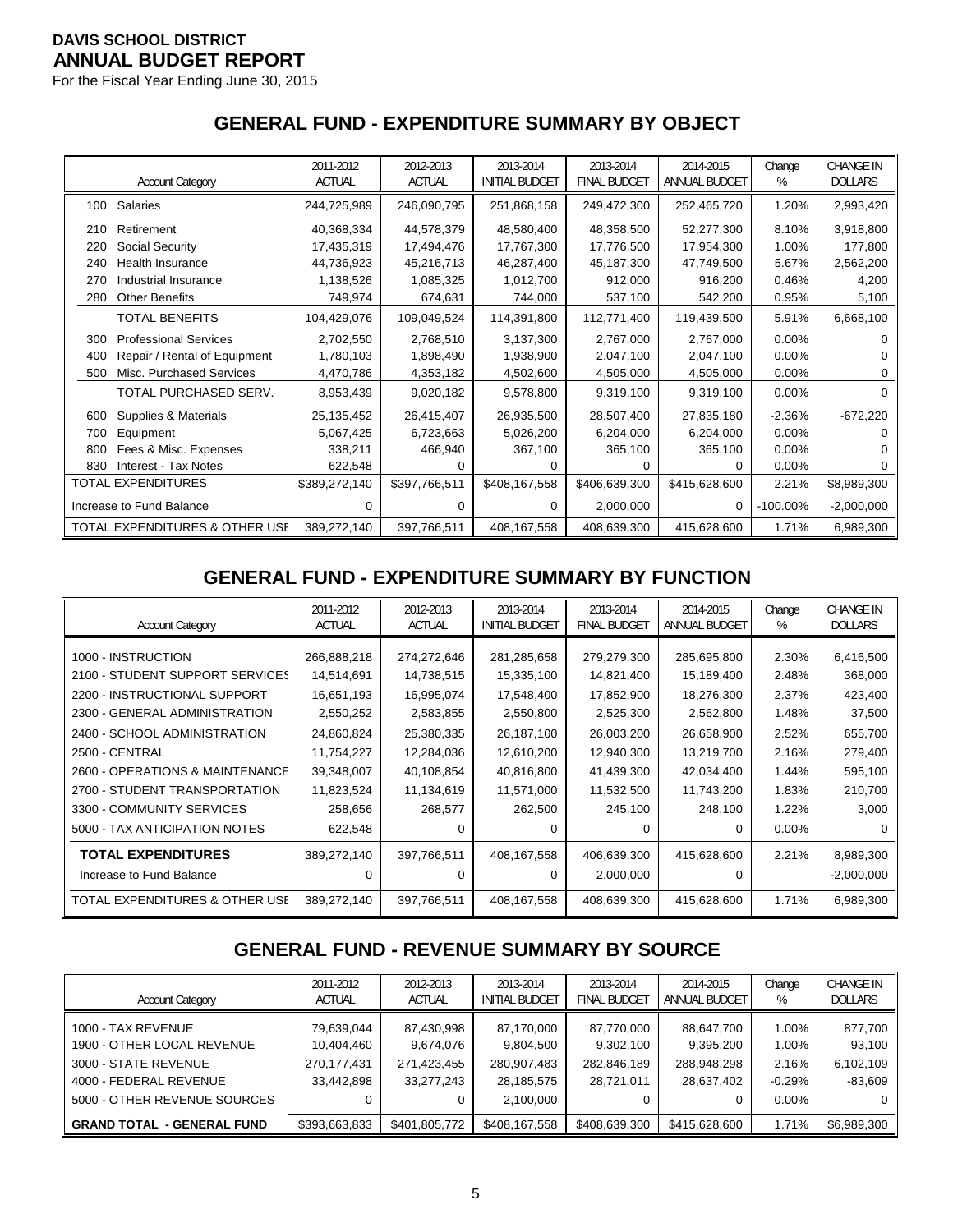**DAVIS SCHOOL DISTRICT**
**ANNUAL BUDGET REPORT**
For the Fiscal Year Ending June 30, 2015

## GENERAL FUND - EXPENDITURE SUMMARY BY OBJECT

| | Account Category | 2011-2012 ACTUAL | 2012-2013 ACTUAL | 2013-2014 INITIAL BUDGET | 2013-2014 FINAL BUDGET | 2014-2015 ANNUAL BUDGET | Change % | CHANGE IN DOLLARS |
|---|---|---|---|---|---|---|---|---|
| 100 | Salaries | 244,725,989 | 246,090,795 | 251,868,158 | 249,472,300 | 252,465,720 | 1.20% | 2,993,420 |
| 210 | Retirement | 40,368,334 | 44,578,379 | 48,580,400 | 48,358,500 | 52,277,300 | 8.10% | 3,918,800 |
| 220 | Social Security | 17,435,319 | 17,494,476 | 17,767,300 | 17,776,500 | 17,954,300 | 1.00% | 177,800 |
| 240 | Health Insurance | 44,736,923 | 45,216,713 | 46,287,400 | 45,187,300 | 47,749,500 | 5.67% | 2,562,200 |
| 270 | Industrial Insurance | 1,138,526 | 1,085,325 | 1,012,700 | 912,000 | 916,200 | 0.46% | 4,200 |
| 280 | Other Benefits | 749,974 | 674,631 | 744,000 | 537,100 | 542,200 | 0.95% | 5,100 |
| | TOTAL BENEFITS | 104,429,076 | 109,049,524 | 114,391,800 | 112,771,400 | 119,439,500 | 5.91% | 6,668,100 |
| 300 | Professional Services | 2,702,550 | 2,768,510 | 3,137,300 | 2,767,000 | 2,767,000 | 0.00% | 0 |
| 400 | Repair / Rental of Equipment | 1,780,103 | 1,898,490 | 1,938,900 | 2,047,100 | 2,047,100 | 0.00% | 0 |
| 500 | Misc. Purchased Services | 4,470,786 | 4,353,182 | 4,502,600 | 4,505,000 | 4,505,000 | 0.00% | 0 |
| | TOTAL PURCHASED SERV. | 8,953,439 | 9,020,182 | 9,578,800 | 9,319,100 | 9,319,100 | 0.00% | 0 |
| 600 | Supplies & Materials | 25,135,452 | 26,415,407 | 26,935,500 | 28,507,400 | 27,835,180 | -2.36% | -672,220 |
| 700 | Equipment | 5,067,425 | 6,723,663 | 5,026,200 | 6,204,000 | 6,204,000 | 0.00% | 0 |
| 800 | Fees & Misc. Expenses | 338,211 | 466,940 | 367,100 | 365,100 | 365,100 | 0.00% | 0 |
| 830 | Interest - Tax Notes | 622,548 | 0 | 0 | 0 | 0 | 0.00% | 0 |
| | TOTAL EXPENDITURES | $389,272,140 | $397,766,511 | $408,167,558 | $406,639,300 | $415,628,600 | 2.21% | $8,989,300 |
| | Increase to Fund Balance | 0 | 0 | 0 | 2,000,000 | 0 | -100.00% | -2,000,000 |
| | TOTAL EXPENDITURES & OTHER USE | 389,272,140 | 397,766,511 | 408,167,558 | 408,639,300 | 415,628,600 | 1.71% | 6,989,300 |

## GENERAL FUND - EXPENDITURE SUMMARY BY FUNCTION

| Account Category | 2011-2012 ACTUAL | 2012-2013 ACTUAL | 2013-2014 INITIAL BUDGET | 2013-2014 FINAL BUDGET | 2014-2015 ANNUAL BUDGET | Change % | CHANGE IN DOLLARS |
|---|---|---|---|---|---|---|---|
| 1000 - INSTRUCTION | 266,888,218 | 274,272,646 | 281,285,658 | 279,279,300 | 285,695,800 | 2.30% | 6,416,500 |
| 2100 - STUDENT SUPPORT SERVICES | 14,514,691 | 14,738,515 | 15,335,100 | 14,821,400 | 15,189,400 | 2.48% | 368,000 |
| 2200 - INSTRUCTIONAL SUPPORT | 16,651,193 | 16,995,074 | 17,548,400 | 17,852,900 | 18,276,300 | 2.37% | 423,400 |
| 2300 - GENERAL ADMINISTRATION | 2,550,252 | 2,583,855 | 2,550,800 | 2,525,300 | 2,562,800 | 1.48% | 37,500 |
| 2400 - SCHOOL ADMINISTRATION | 24,860,824 | 25,380,335 | 26,187,100 | 26,003,200 | 26,658,900 | 2.52% | 655,700 |
| 2500 - CENTRAL | 11,754,227 | 12,284,036 | 12,610,200 | 12,940,300 | 13,219,700 | 2.16% | 279,400 |
| 2600 - OPERATIONS & MAINTENANCE | 39,348,007 | 40,108,854 | 40,816,800 | 41,439,300 | 42,034,400 | 1.44% | 595,100 |
| 2700 - STUDENT TRANSPORTATION | 11,823,524 | 11,134,619 | 11,571,000 | 11,532,500 | 11,743,200 | 1.83% | 210,700 |
| 3300 - COMMUNITY SERVICES | 258,656 | 268,577 | 262,500 | 245,100 | 248,100 | 1.22% | 3,000 |
| 5000 - TAX ANTICIPATION NOTES | 622,548 | 0 | 0 | 0 | 0 | 0.00% | 0 |
| **TOTAL EXPENDITURES** | 389,272,140 | 397,766,511 | 408,167,558 | 406,639,300 | 415,628,600 | 2.21% | 8,989,300 |
| Increase to Fund Balance | 0 | 0 | 0 | 2,000,000 | 0 | | -2,000,000 |
| TOTAL EXPENDITURES & OTHER USE | 389,272,140 | 397,766,511 | 408,167,558 | 408,639,300 | 415,628,600 | 1.71% | 6,989,300 |

## GENERAL FUND - REVENUE SUMMARY BY SOURCE

| Account Category | 2011-2012 ACTUAL | 2012-2013 ACTUAL | 2013-2014 INITIAL BUDGET | 2013-2014 FINAL BUDGET | 2014-2015 ANNUAL BUDGET | Change % | CHANGE IN DOLLARS |
|---|---|---|---|---|---|---|---|
| 1000 - TAX REVENUE | 79,639,044 | 87,430,998 | 87,170,000 | 87,770,000 | 88,647,700 | 1.00% | 877,700 |
| 1900 - OTHER LOCAL REVENUE | 10,404,460 | 9,674,076 | 9,804,500 | 9,302,100 | 9,395,200 | 1.00% | 93,100 |
| 3000 - STATE REVENUE | 270,177,431 | 271,423,455 | 280,907,483 | 282,846,189 | 288,948,298 | 2.16% | 6,102,109 |
| 4000 - FEDERAL REVENUE | 33,442,898 | 33,277,243 | 28,185,575 | 28,721,011 | 28,637,402 | -0.29% | -83,609 |
| 5000 - OTHER REVENUE SOURCES | 0 | 0 | 2,100,000 | 0 | 0 | 0.00% | 0 |
| **GRAND TOTAL - GENERAL FUND** | $393,663,833 | $401,805,772 | $408,167,558 | $408,639,300 | $415,628,600 | 1.71% | $6,989,300 |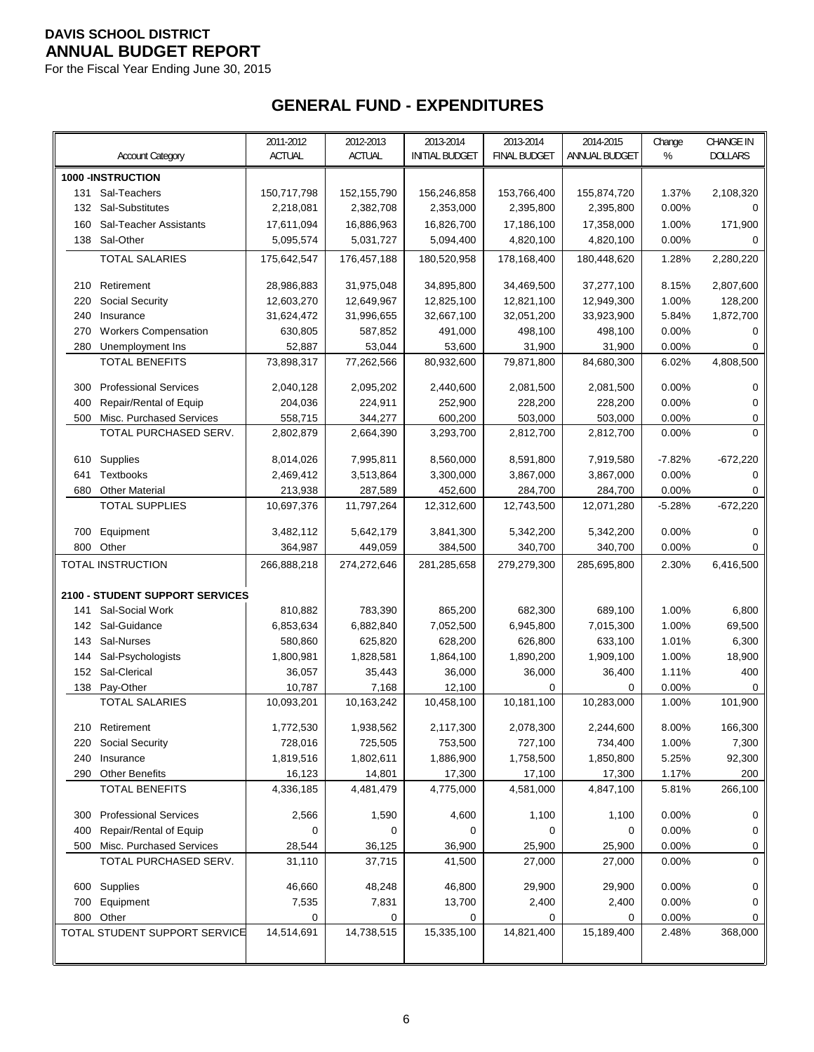**DAVIS SCHOOL DISTRICT**
**ANNUAL BUDGET REPORT**
For the Fiscal Year Ending June 30, 2015

## GENERAL FUND - EXPENDITURES

| Account Category | 2011-2012 ACTUAL | 2012-2013 ACTUAL | 2013-2014 INITIAL BUDGET | 2013-2014 FINAL BUDGET | 2014-2015 ANNUAL BUDGET | Change % | CHANGE IN DOLLARS |
|---|---|---|---|---|---|---|---|
| **1000 -INSTRUCTION** | | | | | | | |
| 131 Sal-Teachers | 150,717,798 | 152,155,790 | 156,246,858 | 153,766,400 | 155,874,720 | 1.37% | 2,108,320 |
| 132 Sal-Substitutes | 2,218,081 | 2,382,708 | 2,353,000 | 2,395,800 | 2,395,800 | 0.00% | 0 |
| 160 Sal-Teacher Assistants | 17,611,094 | 16,886,963 | 16,826,700 | 17,186,100 | 17,358,000 | 1.00% | 171,900 |
| 138 Sal-Other | 5,095,574 | 5,031,727 | 5,094,400 | 4,820,100 | 4,820,100 | 0.00% | 0 |
| TOTAL SALARIES | 175,642,547 | 176,457,188 | 180,520,958 | 178,168,400 | 180,448,620 | 1.28% | 2,280,220 |
| 210 Retirement | 28,986,883 | 31,975,048 | 34,895,800 | 34,469,500 | 37,277,100 | 8.15% | 2,807,600 |
| 220 Social Security | 12,603,270 | 12,649,967 | 12,825,100 | 12,821,100 | 12,949,300 | 1.00% | 128,200 |
| 240 Insurance | 31,624,472 | 31,996,655 | 32,667,100 | 32,051,200 | 33,923,900 | 5.84% | 1,872,700 |
| 270 Workers Compensation | 630,805 | 587,852 | 491,000 | 498,100 | 498,100 | 0.00% | 0 |
| 280 Unemployment Ins | 52,887 | 53,044 | 53,600 | 31,900 | 31,900 | 0.00% | 0 |
| TOTAL BENEFITS | 73,898,317 | 77,262,566 | 80,932,600 | 79,871,800 | 84,680,300 | 6.02% | 4,808,500 |
| 300 Professional Services | 2,040,128 | 2,095,202 | 2,440,600 | 2,081,500 | 2,081,500 | 0.00% | 0 |
| 400 Repair/Rental of Equip | 204,036 | 224,911 | 252,900 | 228,200 | 228,200 | 0.00% | 0 |
| 500 Misc. Purchased Services | 558,715 | 344,277 | 600,200 | 503,000 | 503,000 | 0.00% | 0 |
| TOTAL PURCHASED SERV. | 2,802,879 | 2,664,390 | 3,293,700 | 2,812,700 | 2,812,700 | 0.00% | 0 |
| 610 Supplies | 8,014,026 | 7,995,811 | 8,560,000 | 8,591,800 | 7,919,580 | -7.82% | -672,220 |
| 641 Textbooks | 2,469,412 | 3,513,864 | 3,300,000 | 3,867,000 | 3,867,000 | 0.00% | 0 |
| 680 Other Material | 213,938 | 287,589 | 452,600 | 284,700 | 284,700 | 0.00% | 0 |
| TOTAL SUPPLIES | 10,697,376 | 11,797,264 | 12,312,600 | 12,743,500 | 12,071,280 | -5.28% | -672,220 |
| 700 Equipment | 3,482,112 | 5,642,179 | 3,841,300 | 5,342,200 | 5,342,200 | 0.00% | 0 |
| 800 Other | 364,987 | 449,059 | 384,500 | 340,700 | 340,700 | 0.00% | 0 |
| TOTAL INSTRUCTION | 266,888,218 | 274,272,646 | 281,285,658 | 279,279,300 | 285,695,800 | 2.30% | 6,416,500 |
| **2100 - STUDENT SUPPORT SERVICES** | | | | | | | |
| 141 Sal-Social Work | 810,882 | 783,390 | 865,200 | 682,300 | 689,100 | 1.00% | 6,800 |
| 142 Sal-Guidance | 6,853,634 | 6,882,840 | 7,052,500 | 6,945,800 | 7,015,300 | 1.00% | 69,500 |
| 143 Sal-Nurses | 580,860 | 625,820 | 628,200 | 626,800 | 633,100 | 1.01% | 6,300 |
| 144 Sal-Psychologists | 1,800,981 | 1,828,581 | 1,864,100 | 1,890,200 | 1,909,100 | 1.00% | 18,900 |
| 152 Sal-Clerical | 36,057 | 35,443 | 36,000 | 36,000 | 36,400 | 1.11% | 400 |
| 138 Pay-Other | 10,787 | 7,168 | 12,100 | 0 | 0 | 0.00% | 0 |
| TOTAL SALARIES | 10,093,201 | 10,163,242 | 10,458,100 | 10,181,100 | 10,283,000 | 1.00% | 101,900 |
| 210 Retirement | 1,772,530 | 1,938,562 | 2,117,300 | 2,078,300 | 2,244,600 | 8.00% | 166,300 |
| 220 Social Security | 728,016 | 725,505 | 753,500 | 727,100 | 734,400 | 1.00% | 7,300 |
| 240 Insurance | 1,819,516 | 1,802,611 | 1,886,900 | 1,758,500 | 1,850,800 | 5.25% | 92,300 |
| 290 Other Benefits | 16,123 | 14,801 | 17,300 | 17,100 | 17,300 | 1.17% | 200 |
| TOTAL BENEFITS | 4,336,185 | 4,481,479 | 4,775,000 | 4,581,000 | 4,847,100 | 5.81% | 266,100 |
| 300 Professional Services | 2,566 | 1,590 | 4,600 | 1,100 | 1,100 | 0.00% | 0 |
| 400 Repair/Rental of Equip | 0 | 0 | 0 | 0 | 0 | 0.00% | 0 |
| 500 Misc. Purchased Services | 28,544 | 36,125 | 36,900 | 25,900 | 25,900 | 0.00% | 0 |
| TOTAL PURCHASED SERV. | 31,110 | 37,715 | 41,500 | 27,000 | 27,000 | 0.00% | 0 |
| 600 Supplies | 46,660 | 48,248 | 46,800 | 29,900 | 29,900 | 0.00% | 0 |
| 700 Equipment | 7,535 | 7,831 | 13,700 | 2,400 | 2,400 | 0.00% | 0 |
| 800 Other | 0 | 0 | 0 | 0 | 0 | 0.00% | 0 |
| TOTAL STUDENT SUPPORT SERVICE | 14,514,691 | 14,738,515 | 15,335,100 | 14,821,400 | 15,189,400 | 2.48% | 368,000 |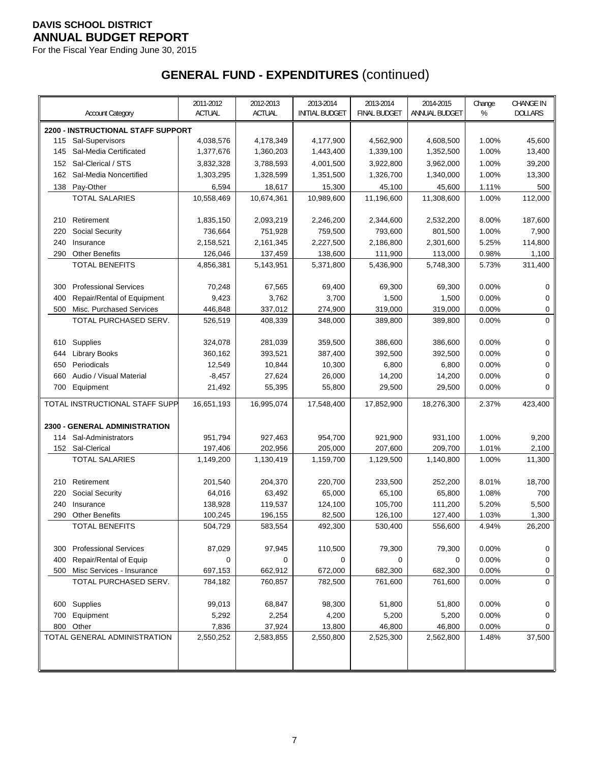**DAVIS SCHOOL DISTRICT**
**ANNUAL BUDGET REPORT**
For the Fiscal Year Ending June 30, 2015

# GENERAL FUND - EXPENDITURES (continued)

| Account Category | 2011-2012 ACTUAL | 2012-2013 ACTUAL | 2013-2014 INITIAL BUDGET | 2013-2014 FINAL BUDGET | 2014-2015 ANNUAL BUDGET | Change % | CHANGE IN DOLLARS |
|---|---|---|---|---|---|---|---|
| **2200 - INSTRUCTIONAL STAFF SUPPORT** | | | | | | | |
| 115 Sal-Supervisors | 4,038,576 | 4,178,349 | 4,177,900 | 4,562,900 | 4,608,500 | 1.00% | 45,600 |
| 145 Sal-Media Certificated | 1,377,676 | 1,360,203 | 1,443,400 | 1,339,100 | 1,352,500 | 1.00% | 13,400 |
| 152 Sal-Clerical / STS | 3,832,328 | 3,788,593 | 4,001,500 | 3,922,800 | 3,962,000 | 1.00% | 39,200 |
| 162 Sal-Media Noncertified | 1,303,295 | 1,328,599 | 1,351,500 | 1,326,700 | 1,340,000 | 1.00% | 13,300 |
| 138 Pay-Other | 6,594 | 18,617 | 15,300 | 45,100 | 45,600 | 1.11% | 500 |
| TOTAL SALARIES | 10,558,469 | 10,674,361 | 10,989,600 | 11,196,600 | 11,308,600 | 1.00% | 112,000 |
| 210 Retirement | 1,835,150 | 2,093,219 | 2,246,200 | 2,344,600 | 2,532,200 | 8.00% | 187,600 |
| 220 Social Security | 736,664 | 751,928 | 759,500 | 793,600 | 801,500 | 1.00% | 7,900 |
| 240 Insurance | 2,158,521 | 2,161,345 | 2,227,500 | 2,186,800 | 2,301,600 | 5.25% | 114,800 |
| 290 Other Benefits | 126,046 | 137,459 | 138,600 | 111,900 | 113,000 | 0.98% | 1,100 |
| TOTAL BENEFITS | 4,856,381 | 5,143,951 | 5,371,800 | 5,436,900 | 5,748,300 | 5.73% | 311,400 |
| 300 Professional Services | 70,248 | 67,565 | 69,400 | 69,300 | 69,300 | 0.00% | 0 |
| 400 Repair/Rental of Equipment | 9,423 | 3,762 | 3,700 | 1,500 | 1,500 | 0.00% | 0 |
| 500 Misc. Purchased Services | 446,848 | 337,012 | 274,900 | 319,000 | 319,000 | 0.00% | 0 |
| TOTAL PURCHASED SERV. | 526,519 | 408,339 | 348,000 | 389,800 | 389,800 | 0.00% | 0 |
| 610 Supplies | 324,078 | 281,039 | 359,500 | 386,600 | 386,600 | 0.00% | 0 |
| 644 Library Books | 360,162 | 393,521 | 387,400 | 392,500 | 392,500 | 0.00% | 0 |
| 650 Periodicals | 12,549 | 10,844 | 10,300 | 6,800 | 6,800 | 0.00% | 0 |
| 660 Audio / Visual Material | -8,457 | 27,624 | 26,000 | 14,200 | 14,200 | 0.00% | 0 |
| 700 Equipment | 21,492 | 55,395 | 55,800 | 29,500 | 29,500 | 0.00% | 0 |
| TOTAL INSTRUCTIONAL STAFF SUPP | 16,651,193 | 16,995,074 | 17,548,400 | 17,852,900 | 18,276,300 | 2.37% | 423,400 |
| **2300 - GENERAL ADMINISTRATION** | | | | | | | |
| 114 Sal-Administrators | 951,794 | 927,463 | 954,700 | 921,900 | 931,100 | 1.00% | 9,200 |
| 152 Sal-Clerical | 197,406 | 202,956 | 205,000 | 207,600 | 209,700 | 1.01% | 2,100 |
| TOTAL SALARIES | 1,149,200 | 1,130,419 | 1,159,700 | 1,129,500 | 1,140,800 | 1.00% | 11,300 |
| 210 Retirement | 201,540 | 204,370 | 220,700 | 233,500 | 252,200 | 8.01% | 18,700 |
| 220 Social Security | 64,016 | 63,492 | 65,000 | 65,100 | 65,800 | 1.08% | 700 |
| 240 Insurance | 138,928 | 119,537 | 124,100 | 105,700 | 111,200 | 5.20% | 5,500 |
| 290 Other Benefits | 100,245 | 196,155 | 82,500 | 126,100 | 127,400 | 1.03% | 1,300 |
| TOTAL BENEFITS | 504,729 | 583,554 | 492,300 | 530,400 | 556,600 | 4.94% | 26,200 |
| 300 Professional Services | 87,029 | 97,945 | 110,500 | 79,300 | 79,300 | 0.00% | 0 |
| 400 Repair/Rental of Equip | 0 | 0 | 0 | 0 | 0 | 0.00% | 0 |
| 500 Misc Services - Insurance | 697,153 | 662,912 | 672,000 | 682,300 | 682,300 | 0.00% | 0 |
| TOTAL PURCHASED SERV. | 784,182 | 760,857 | 782,500 | 761,600 | 761,600 | 0.00% | 0 |
| 600 Supplies | 99,013 | 68,847 | 98,300 | 51,800 | 51,800 | 0.00% | 0 |
| 700 Equipment | 5,292 | 2,254 | 4,200 | 5,200 | 5,200 | 0.00% | 0 |
| 800 Other | 7,836 | 37,924 | 13,800 | 46,800 | 46,800 | 0.00% | 0 |
| TOTAL GENERAL ADMINISTRATION | 2,550,252 | 2,583,855 | 2,550,800 | 2,525,300 | 2,562,800 | 1.48% | 37,500 |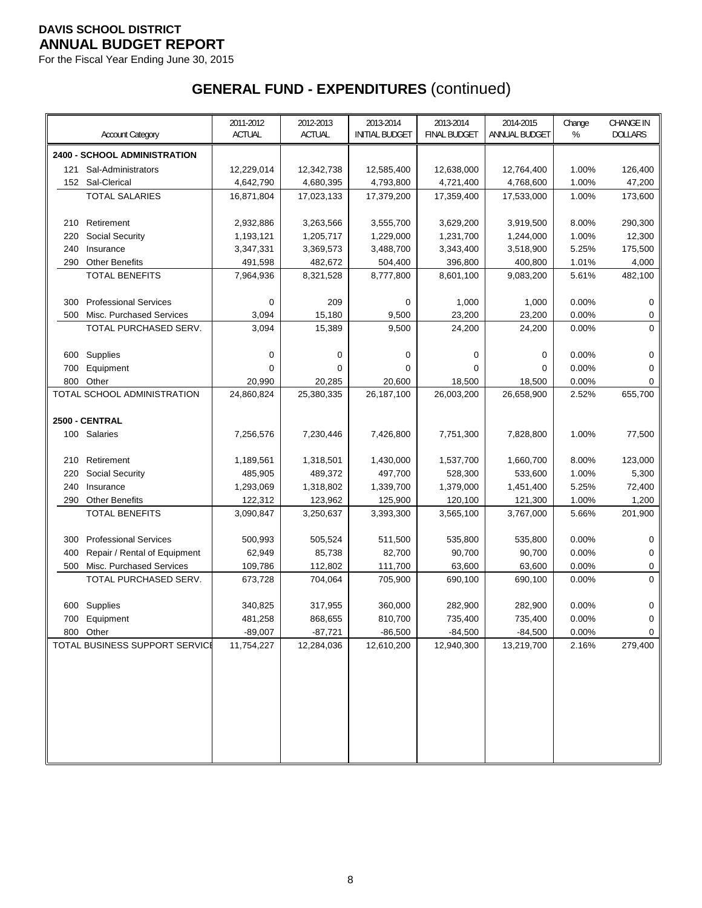**DAVIS SCHOOL DISTRICT**
**ANNUAL BUDGET REPORT**
For the Fiscal Year Ending June 30, 2015

# GENERAL FUND - EXPENDITURES (continued)

| Account Category | 2011-2012 ACTUAL | 2012-2013 ACTUAL | 2013-2014 INITIAL BUDGET | 2013-2014 FINAL BUDGET | 2014-2015 ANNUAL BUDGET | Change % | CHANGE IN DOLLARS |
|---|---|---|---|---|---|---|---|
| **2400 - SCHOOL ADMINISTRATION** | | | | | | | |
| 121 Sal-Administrators | 12,229,014 | 12,342,738 | 12,585,400 | 12,638,000 | 12,764,400 | 1.00% | 126,400 |
| 152 Sal-Clerical | 4,642,790 | 4,680,395 | 4,793,800 | 4,721,400 | 4,768,600 | 1.00% | 47,200 |
| TOTAL SALARIES | 16,871,804 | 17,023,133 | 17,379,200 | 17,359,400 | 17,533,000 | 1.00% | 173,600 |
| 210 Retirement | 2,932,886 | 3,263,566 | 3,555,700 | 3,629,200 | 3,919,500 | 8.00% | 290,300 |
| 220 Social Security | 1,193,121 | 1,205,717 | 1,229,000 | 1,231,700 | 1,244,000 | 1.00% | 12,300 |
| 240 Insurance | 3,347,331 | 3,369,573 | 3,488,700 | 3,343,400 | 3,518,900 | 5.25% | 175,500 |
| 290 Other Benefits | 491,598 | 482,672 | 504,400 | 396,800 | 400,800 | 1.01% | 4,000 |
| TOTAL BENEFITS | 7,964,936 | 8,321,528 | 8,777,800 | 8,601,100 | 9,083,200 | 5.61% | 482,100 |
| 300 Professional Services | 0 | 209 | 0 | 1,000 | 1,000 | 0.00% | 0 |
| 500 Misc. Purchased Services | 3,094 | 15,180 | 9,500 | 23,200 | 23,200 | 0.00% | 0 |
| TOTAL PURCHASED SERV. | 3,094 | 15,389 | 9,500 | 24,200 | 24,200 | 0.00% | 0 |
| 600 Supplies | 0 | 0 | 0 | 0 | 0 | 0.00% | 0 |
| 700 Equipment | 0 | 0 | 0 | 0 | 0 | 0.00% | 0 |
| 800 Other | 20,990 | 20,285 | 20,600 | 18,500 | 18,500 | 0.00% | 0 |
| TOTAL SCHOOL ADMINISTRATION | 24,860,824 | 25,380,335 | 26,187,100 | 26,003,200 | 26,658,900 | 2.52% | 655,700 |
| **2500 - CENTRAL** | | | | | | | |
| 100 Salaries | 7,256,576 | 7,230,446 | 7,426,800 | 7,751,300 | 7,828,800 | 1.00% | 77,500 |
| 210 Retirement | 1,189,561 | 1,318,501 | 1,430,000 | 1,537,700 | 1,660,700 | 8.00% | 123,000 |
| 220 Social Security | 485,905 | 489,372 | 497,700 | 528,300 | 533,600 | 1.00% | 5,300 |
| 240 Insurance | 1,293,069 | 1,318,802 | 1,339,700 | 1,379,000 | 1,451,400 | 5.25% | 72,400 |
| 290 Other Benefits | 122,312 | 123,962 | 125,900 | 120,100 | 121,300 | 1.00% | 1,200 |
| TOTAL BENEFITS | 3,090,847 | 3,250,637 | 3,393,300 | 3,565,100 | 3,767,000 | 5.66% | 201,900 |
| 300 Professional Services | 500,993 | 505,524 | 511,500 | 535,800 | 535,800 | 0.00% | 0 |
| 400 Repair / Rental of Equipment | 62,949 | 85,738 | 82,700 | 90,700 | 90,700 | 0.00% | 0 |
| 500 Misc. Purchased Services | 109,786 | 112,802 | 111,700 | 63,600 | 63,600 | 0.00% | 0 |
| TOTAL PURCHASED SERV. | 673,728 | 704,064 | 705,900 | 690,100 | 690,100 | 0.00% | 0 |
| 600 Supplies | 340,825 | 317,955 | 360,000 | 282,900 | 282,900 | 0.00% | 0 |
| 700 Equipment | 481,258 | 868,655 | 810,700 | 735,400 | 735,400 | 0.00% | 0 |
| 800 Other | -89,007 | -87,721 | -86,500 | -84,500 | -84,500 | 0.00% | 0 |
| TOTAL BUSINESS SUPPORT SERVICE | 11,754,227 | 12,284,036 | 12,610,200 | 12,940,300 | 13,219,700 | 2.16% | 279,400 |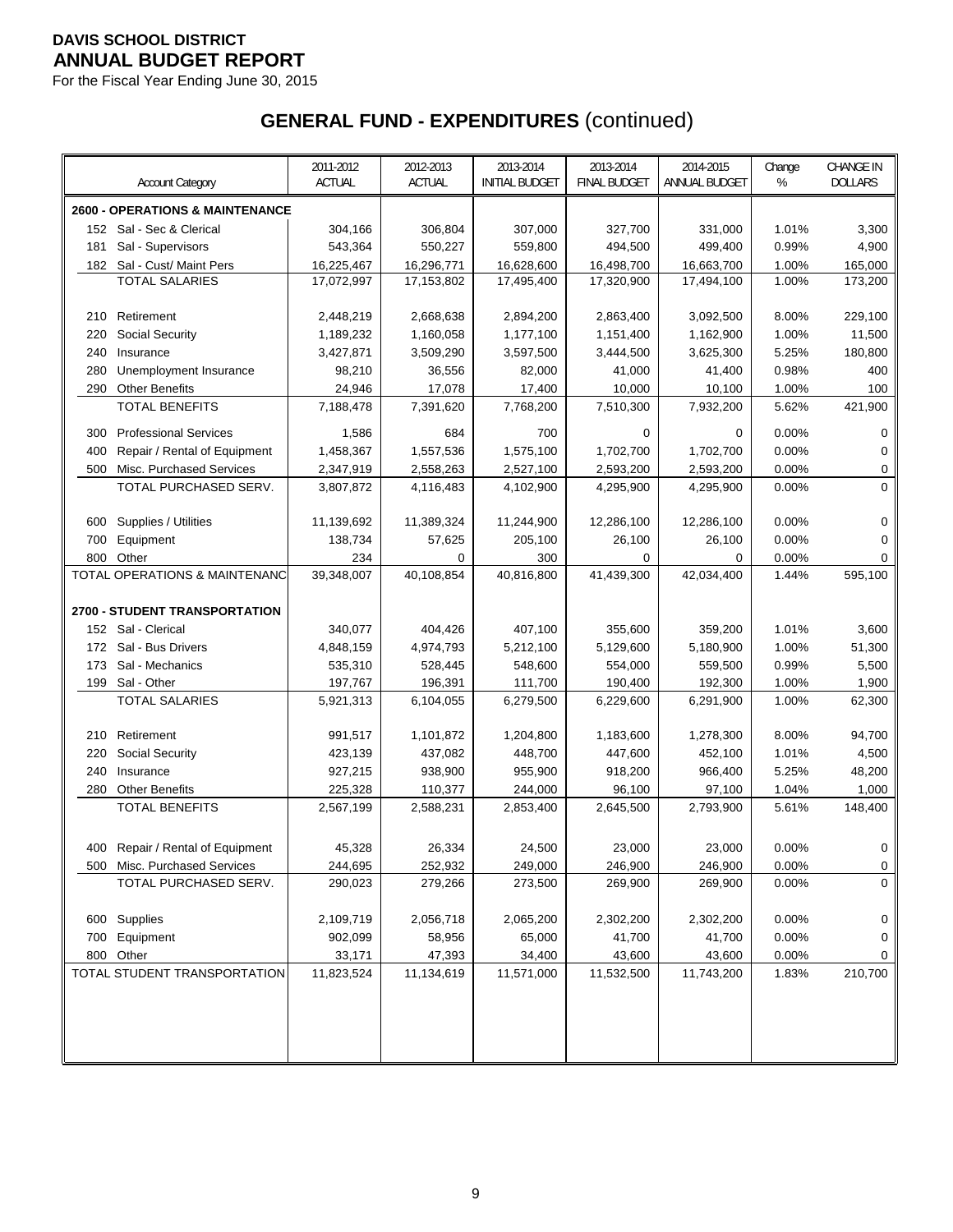**DAVIS SCHOOL DISTRICT**
**ANNUAL BUDGET REPORT**
For the Fiscal Year Ending June 30, 2015

# GENERAL FUND - EXPENDITURES (continued)

| Account Category | 2011-2012 ACTUAL | 2012-2013 ACTUAL | 2013-2014 INITIAL BUDGET | 2013-2014 FINAL BUDGET | 2014-2015 ANNUAL BUDGET | Change % | CHANGE IN DOLLARS |
|---|---|---|---|---|---|---|---|
| **2600 - OPERATIONS & MAINTENANCE** | | | | | | | |
| 152 Sal - Sec & Clerical | 304,166 | 306,804 | 307,000 | 327,700 | 331,000 | 1.01% | 3,300 |
| 181 Sal - Supervisors | 543,364 | 550,227 | 559,800 | 494,500 | 499,400 | 0.99% | 4,900 |
| 182 Sal - Cust/ Maint Pers | 16,225,467 | 16,296,771 | 16,628,600 | 16,498,700 | 16,663,700 | 1.00% | 165,000 |
| TOTAL SALARIES | 17,072,997 | 17,153,802 | 17,495,400 | 17,320,900 | 17,494,100 | 1.00% | 173,200 |
| 210 Retirement | 2,448,219 | 2,668,638 | 2,894,200 | 2,863,400 | 3,092,500 | 8.00% | 229,100 |
| 220 Social Security | 1,189,232 | 1,160,058 | 1,177,100 | 1,151,400 | 1,162,900 | 1.00% | 11,500 |
| 240 Insurance | 3,427,871 | 3,509,290 | 3,597,500 | 3,444,500 | 3,625,300 | 5.25% | 180,800 |
| 280 Unemployment Insurance | 98,210 | 36,556 | 82,000 | 41,000 | 41,400 | 0.98% | 400 |
| 290 Other Benefits | 24,946 | 17,078 | 17,400 | 10,000 | 10,100 | 1.00% | 100 |
| TOTAL BENEFITS | 7,188,478 | 7,391,620 | 7,768,200 | 7,510,300 | 7,932,200 | 5.62% | 421,900 |
| 300 Professional Services | 1,586 | 684 | 700 | 0 | 0 | 0.00% | 0 |
| 400 Repair / Rental of Equipment | 1,458,367 | 1,557,536 | 1,575,100 | 1,702,700 | 1,702,700 | 0.00% | 0 |
| 500 Misc. Purchased Services | 2,347,919 | 2,558,263 | 2,527,100 | 2,593,200 | 2,593,200 | 0.00% | 0 |
| TOTAL PURCHASED SERV. | 3,807,872 | 4,116,483 | 4,102,900 | 4,295,900 | 4,295,900 | 0.00% | 0 |
| 600 Supplies / Utilities | 11,139,692 | 11,389,324 | 11,244,900 | 12,286,100 | 12,286,100 | 0.00% | 0 |
| 700 Equipment | 138,734 | 57,625 | 205,100 | 26,100 | 26,100 | 0.00% | 0 |
| 800 Other | 234 | 0 | 300 | 0 | 0 | 0.00% | 0 |
| TOTAL OPERATIONS & MAINTENANC | 39,348,007 | 40,108,854 | 40,816,800 | 41,439,300 | 42,034,400 | 1.44% | 595,100 |
| **2700 - STUDENT TRANSPORTATION** | | | | | | | |
| 152 Sal - Clerical | 340,077 | 404,426 | 407,100 | 355,600 | 359,200 | 1.01% | 3,600 |
| 172 Sal - Bus Drivers | 4,848,159 | 4,974,793 | 5,212,100 | 5,129,600 | 5,180,900 | 1.00% | 51,300 |
| 173 Sal - Mechanics | 535,310 | 528,445 | 548,600 | 554,000 | 559,500 | 0.99% | 5,500 |
| 199 Sal - Other | 197,767 | 196,391 | 111,700 | 190,400 | 192,300 | 1.00% | 1,900 |
| TOTAL SALARIES | 5,921,313 | 6,104,055 | 6,279,500 | 6,229,600 | 6,291,900 | 1.00% | 62,300 |
| 210 Retirement | 991,517 | 1,101,872 | 1,204,800 | 1,183,600 | 1,278,300 | 8.00% | 94,700 |
| 220 Social Security | 423,139 | 437,082 | 448,700 | 447,600 | 452,100 | 1.01% | 4,500 |
| 240 Insurance | 927,215 | 938,900 | 955,900 | 918,200 | 966,400 | 5.25% | 48,200 |
| 280 Other Benefits | 225,328 | 110,377 | 244,000 | 96,100 | 97,100 | 1.04% | 1,000 |
| TOTAL BENEFITS | 2,567,199 | 2,588,231 | 2,853,400 | 2,645,500 | 2,793,900 | 5.61% | 148,400 |
| 400 Repair / Rental of Equipment | 45,328 | 26,334 | 24,500 | 23,000 | 23,000 | 0.00% | 0 |
| 500 Misc. Purchased Services | 244,695 | 252,932 | 249,000 | 246,900 | 246,900 | 0.00% | 0 |
| TOTAL PURCHASED SERV. | 290,023 | 279,266 | 273,500 | 269,900 | 269,900 | 0.00% | 0 |
| 600 Supplies | 2,109,719 | 2,056,718 | 2,065,200 | 2,302,200 | 2,302,200 | 0.00% | 0 |
| 700 Equipment | 902,099 | 58,956 | 65,000 | 41,700 | 41,700 | 0.00% | 0 |
| 800 Other | 33,171 | 47,393 | 34,400 | 43,600 | 43,600 | 0.00% | 0 |
| TOTAL STUDENT TRANSPORTATION | 11,823,524 | 11,134,619 | 11,571,000 | 11,532,500 | 11,743,200 | 1.83% | 210,700 |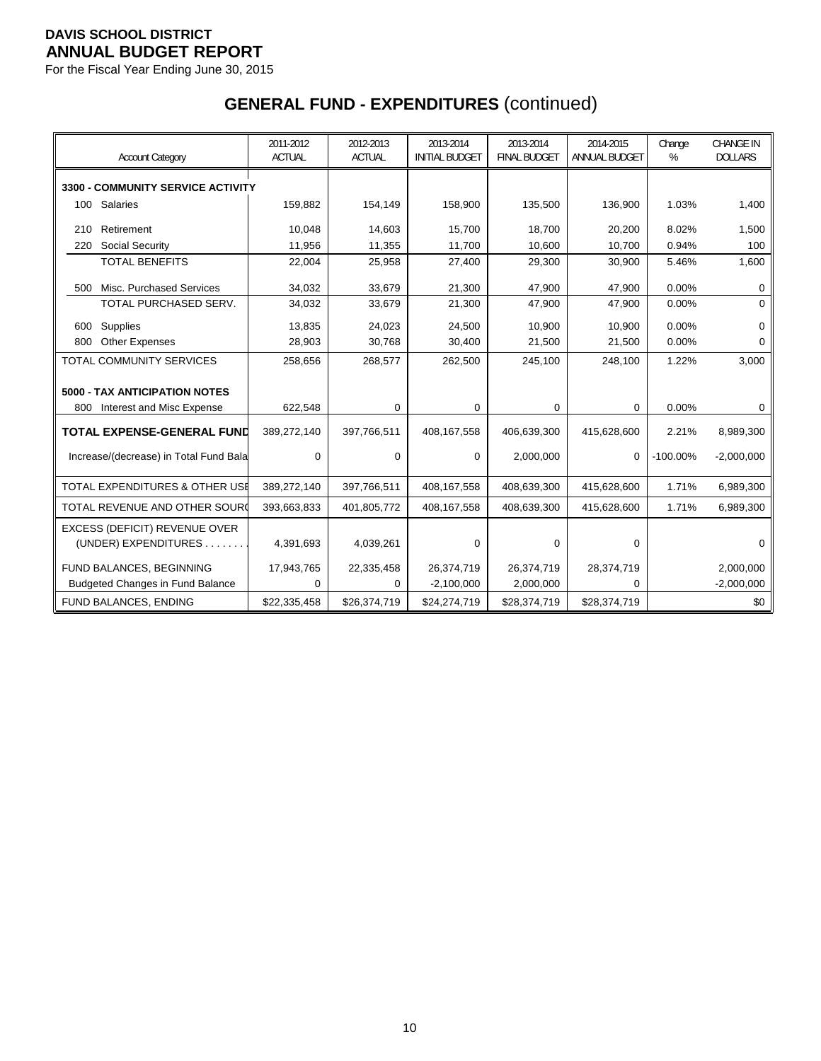**DAVIS SCHOOL DISTRICT**
**ANNUAL BUDGET REPORT**
For the Fiscal Year Ending June 30, 2015

# GENERAL FUND - EXPENDITURES (continued)

| Account Category | 2011-2012 ACTUAL | 2012-2013 ACTUAL | 2013-2014 INITIAL BUDGET | 2013-2014 FINAL BUDGET | 2014-2015 ANNUAL BUDGET | Change % | CHANGE IN DOLLARS |
|---|---|---|---|---|---|---|---|
| **3300 - COMMUNITY SERVICE ACTIVITY** | | | | | | | |
| 100 Salaries | 159,882 | 154,149 | 158,900 | 135,500 | 136,900 | 1.03% | 1,400 |
| 210 Retirement | 10,048 | 14,603 | 15,700 | 18,700 | 20,200 | 8.02% | 1,500 |
| 220 Social Security | 11,956 | 11,355 | 11,700 | 10,600 | 10,700 | 0.94% | 100 |
| TOTAL BENEFITS | 22,004 | 25,958 | 27,400 | 29,300 | 30,900 | 5.46% | 1,600 |
| 500 Misc. Purchased Services | 34,032 | 33,679 | 21,300 | 47,900 | 47,900 | 0.00% | 0 |
| TOTAL PURCHASED SERV. | 34,032 | 33,679 | 21,300 | 47,900 | 47,900 | 0.00% | 0 |
| 600 Supplies | 13,835 | 24,023 | 24,500 | 10,900 | 10,900 | 0.00% | 0 |
| 800 Other Expenses | 28,903 | 30,768 | 30,400 | 21,500 | 21,500 | 0.00% | 0 |
| TOTAL COMMUNITY SERVICES | 258,656 | 268,577 | 262,500 | 245,100 | 248,100 | 1.22% | 3,000 |
| **5000 - TAX ANTICIPATION NOTES** | | | | | | | |
| 800 Interest and Misc Expense | 622,548 | 0 | 0 | 0 | 0 | 0.00% | 0 |
| **TOTAL EXPENSE-GENERAL FUND** | 389,272,140 | 397,766,511 | 408,167,558 | 406,639,300 | 415,628,600 | 2.21% | 8,989,300 |
| Increase/(decrease) in Total Fund Bala | 0 | 0 | 0 | 2,000,000 | 0 | -100.00% | -2,000,000 |
| TOTAL EXPENDITURES & OTHER USE | 389,272,140 | 397,766,511 | 408,167,558 | 408,639,300 | 415,628,600 | 1.71% | 6,989,300 |
| TOTAL REVENUE AND OTHER SOURC | 393,663,833 | 401,805,772 | 408,167,558 | 408,639,300 | 415,628,600 | 1.71% | 6,989,300 |
| EXCESS (DEFICIT) REVENUE OVER (UNDER) EXPENDITURES . . . . . . . | 4,391,693 | 4,039,261 | 0 | 0 | 0 | | 0 |
| FUND BALANCES, BEGINNING | 17,943,765 | 22,335,458 | 26,374,719 | 26,374,719 | 28,374,719 | | 2,000,000 |
| Budgeted Changes in Fund Balance | 0 | 0 | -2,100,000 | 2,000,000 | 0 | | -2,000,000 |
| FUND BALANCES, ENDING | $22,335,458 | $26,374,719 | $24,274,719 | $28,374,719 | $28,374,719 | | $0 |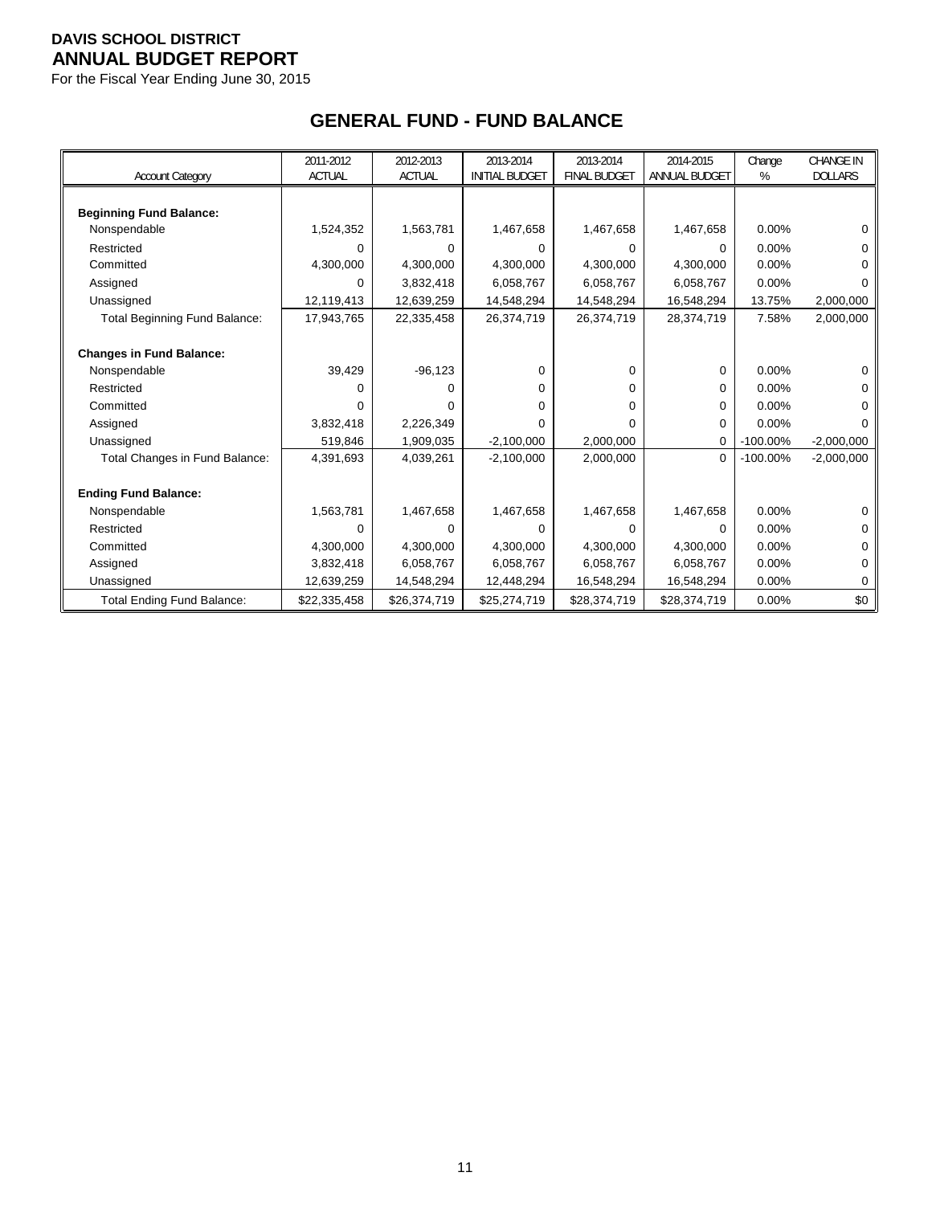**DAVIS SCHOOL DISTRICT**
**ANNUAL BUDGET REPORT**
For the Fiscal Year Ending June 30, 2015

## GENERAL FUND - FUND BALANCE

| Account Category | 2011-2012 ACTUAL | 2012-2013 ACTUAL | 2013-2014 INITIAL BUDGET | 2013-2014 FINAL BUDGET | 2014-2015 ANNUAL BUDGET | Change % | CHANGE IN DOLLARS |
|---|---|---|---|---|---|---|---|
| **Beginning Fund Balance:** | | | | | | | |
| Nonspendable | 1,524,352 | 1,563,781 | 1,467,658 | 1,467,658 | 1,467,658 | 0.00% | 0 |
| Restricted | 0 | 0 | 0 | 0 | 0 | 0.00% | 0 |
| Committed | 4,300,000 | 4,300,000 | 4,300,000 | 4,300,000 | 4,300,000 | 0.00% | 0 |
| Assigned | 0 | 3,832,418 | 6,058,767 | 6,058,767 | 6,058,767 | 0.00% | 0 |
| Unassigned | 12,119,413 | 12,639,259 | 14,548,294 | 14,548,294 | 16,548,294 | 13.75% | 2,000,000 |
| Total Beginning Fund Balance: | 17,943,765 | 22,335,458 | 26,374,719 | 26,374,719 | 28,374,719 | 7.58% | 2,000,000 |
| **Changes in Fund Balance:** | | | | | | | |
| Nonspendable | 39,429 | -96,123 | 0 | 0 | 0 | 0.00% | 0 |
| Restricted | 0 | 0 | 0 | 0 | 0 | 0.00% | 0 |
| Committed | 0 | 0 | 0 | 0 | 0 | 0.00% | 0 |
| Assigned | 3,832,418 | 2,226,349 | 0 | 0 | 0 | 0.00% | 0 |
| Unassigned | 519,846 | 1,909,035 | -2,100,000 | 2,000,000 | 0 | -100.00% | -2,000,000 |
| Total Changes in Fund Balance: | 4,391,693 | 4,039,261 | -2,100,000 | 2,000,000 | 0 | -100.00% | -2,000,000 |
| **Ending Fund Balance:** | | | | | | | |
| Nonspendable | 1,563,781 | 1,467,658 | 1,467,658 | 1,467,658 | 1,467,658 | 0.00% | 0 |
| Restricted | 0 | 0 | 0 | 0 | 0 | 0.00% | 0 |
| Committed | 4,300,000 | 4,300,000 | 4,300,000 | 4,300,000 | 4,300,000 | 0.00% | 0 |
| Assigned | 3,832,418 | 6,058,767 | 6,058,767 | 6,058,767 | 6,058,767 | 0.00% | 0 |
| Unassigned | 12,639,259 | 14,548,294 | 12,448,294 | 16,548,294 | 16,548,294 | 0.00% | 0 |
| Total Ending Fund Balance: | $22,335,458 | $26,374,719 | $25,274,719 | $28,374,719 | $28,374,719 | 0.00% | $0 |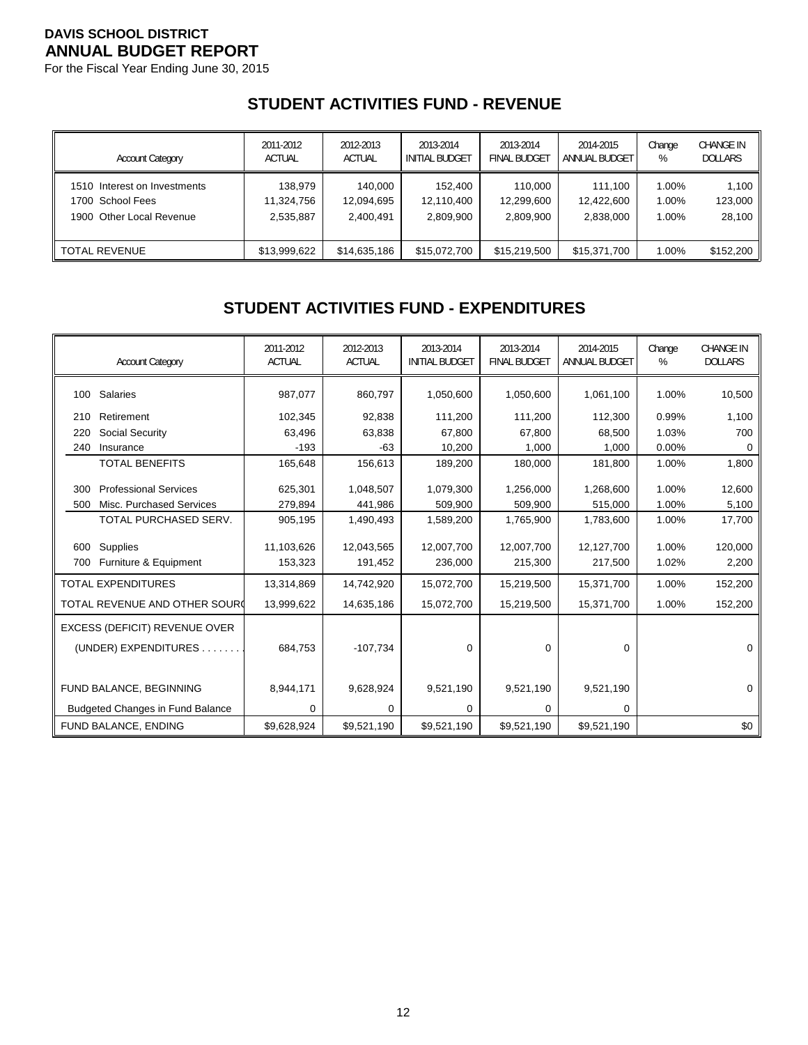**DAVIS SCHOOL DISTRICT**
**ANNUAL BUDGET REPORT**
For the Fiscal Year Ending June 30, 2015

## STUDENT ACTIVITIES FUND - REVENUE

| Account Category | 2011-2012 ACTUAL | 2012-2013 ACTUAL | 2013-2014 INITIAL BUDGET | 2013-2014 FINAL BUDGET | 2014-2015 ANNUAL BUDGET | Change % | CHANGE IN DOLLARS |
|---|---|---|---|---|---|---|---|
| 1510 Interest on Investments | 138,979 | 140,000 | 152,400 | 110,000 | 111,100 | 1.00% | 1,100 |
| 1700 School Fees | 11,324,756 | 12,094,695 | 12,110,400 | 12,299,600 | 12,422,600 | 1.00% | 123,000 |
| 1900 Other Local Revenue | 2,535,887 | 2,400,491 | 2,809,900 | 2,809,900 | 2,838,000 | 1.00% | 28,100 |
| TOTAL REVENUE | $13,999,622 | $14,635,186 | $15,072,700 | $15,219,500 | $15,371,700 | 1.00% | $152,200 |

## STUDENT ACTIVITIES FUND - EXPENDITURES

| Account Category | 2011-2012 ACTUAL | 2012-2013 ACTUAL | 2013-2014 INITIAL BUDGET | 2013-2014 FINAL BUDGET | 2014-2015 ANNUAL BUDGET | Change % | CHANGE IN DOLLARS |
|---|---|---|---|---|---|---|---|
| 100 Salaries | 987,077 | 860,797 | 1,050,600 | 1,050,600 | 1,061,100 | 1.00% | 10,500 |
| 210 Retirement | 102,345 | 92,838 | 111,200 | 111,200 | 112,300 | 0.99% | 1,100 |
| 220 Social Security | 63,496 | 63,838 | 67,800 | 67,800 | 68,500 | 1.03% | 700 |
| 240 Insurance | -193 | -63 | 10,200 | 1,000 | 1,000 | 0.00% | 0 |
| TOTAL BENEFITS | 165,648 | 156,613 | 189,200 | 180,000 | 181,800 | 1.00% | 1,800 |
| 300 Professional Services | 625,301 | 1,048,507 | 1,079,300 | 1,256,000 | 1,268,600 | 1.00% | 12,600 |
| 500 Misc. Purchased Services | 279,894 | 441,986 | 509,900 | 509,900 | 515,000 | 1.00% | 5,100 |
| TOTAL PURCHASED SERV. | 905,195 | 1,490,493 | 1,589,200 | 1,765,900 | 1,783,600 | 1.00% | 17,700 |
| 600 Supplies | 11,103,626 | 12,043,565 | 12,007,700 | 12,007,700 | 12,127,700 | 1.00% | 120,000 |
| 700 Furniture & Equipment | 153,323 | 191,452 | 236,000 | 215,300 | 217,500 | 1.02% | 2,200 |
| TOTAL EXPENDITURES | 13,314,869 | 14,742,920 | 15,072,700 | 15,219,500 | 15,371,700 | 1.00% | 152,200 |
| TOTAL REVENUE AND OTHER SOURC | 13,999,622 | 14,635,186 | 15,072,700 | 15,219,500 | 15,371,700 | 1.00% | 152,200 |
| EXCESS (DEFICIT) REVENUE OVER (UNDER) EXPENDITURES . . . . . . . | 684,753 | -107,734 | 0 | 0 | 0 | | 0 |
| FUND BALANCE, BEGINNING | 8,944,171 | 9,628,924 | 9,521,190 | 9,521,190 | 9,521,190 | | 0 |
| Budgeted Changes in Fund Balance | 0 | 0 | 0 | 0 | 0 | | |
| FUND BALANCE, ENDING | $9,628,924 | $9,521,190 | $9,521,190 | $9,521,190 | $9,521,190 | | $0 |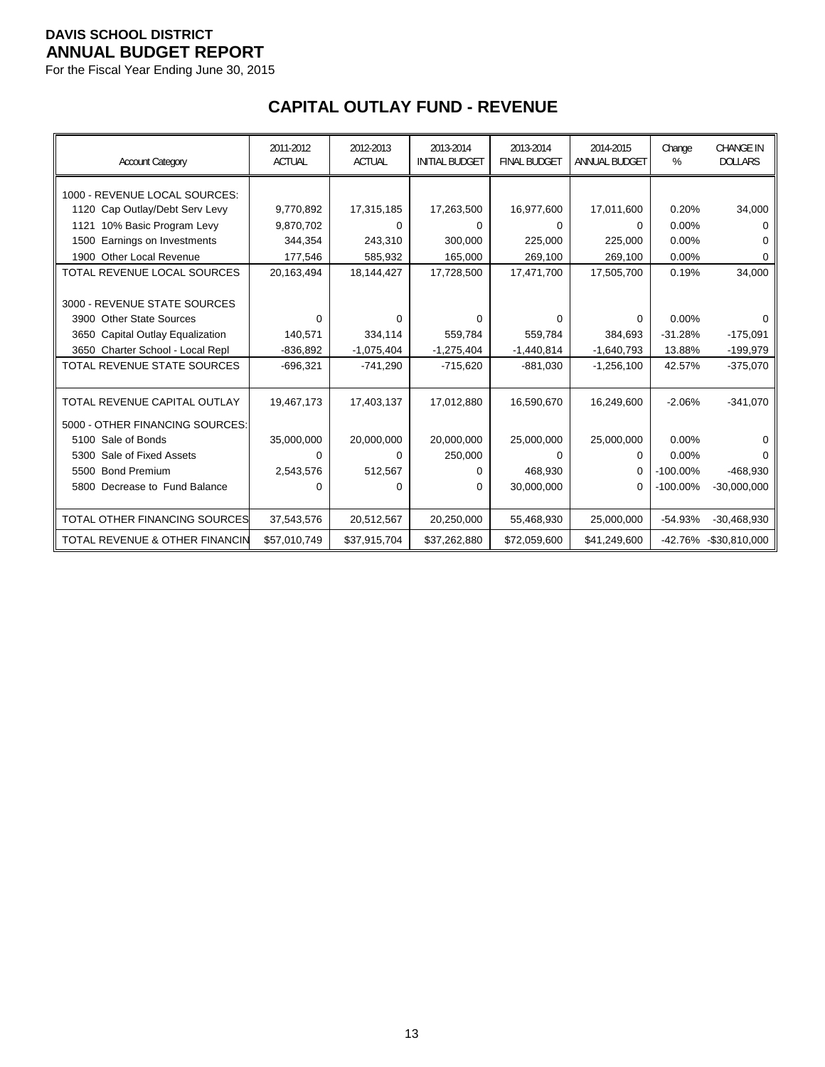**DAVIS SCHOOL DISTRICT**
**ANNUAL BUDGET REPORT**
For the Fiscal Year Ending June 30, 2015

## CAPITAL OUTLAY FUND - REVENUE

| Account Category | 2011-2012 ACTUAL | 2012-2013 ACTUAL | 2013-2014 INITIAL BUDGET | 2013-2014 FINAL BUDGET | 2014-2015 ANNUAL BUDGET | Change % | CHANGE IN DOLLARS |
|---|---|---|---|---|---|---|---|
| 1000 - REVENUE LOCAL SOURCES: | | | | | | | |
| 1120 Cap Outlay/Debt Serv Levy | 9,770,892 | 17,315,185 | 17,263,500 | 16,977,600 | 17,011,600 | 0.20% | 34,000 |
| 1121 10% Basic Program Levy | 9,870,702 | 0 | 0 | 0 | 0 | 0.00% | 0 |
| 1500 Earnings on Investments | 344,354 | 243,310 | 300,000 | 225,000 | 225,000 | 0.00% | 0 |
| 1900 Other Local Revenue | 177,546 | 585,932 | 165,000 | 269,100 | 269,100 | 0.00% | 0 |
| TOTAL REVENUE LOCAL SOURCES | 20,163,494 | 18,144,427 | 17,728,500 | 17,471,700 | 17,505,700 | 0.19% | 34,000 |
| 3000 - REVENUE STATE SOURCES | | | | | | | |
| 3900 Other State Sources | 0 | 0 | 0 | 0 | 0 | 0.00% | 0 |
| 3650 Capital Outlay Equalization | 140,571 | 334,114 | 559,784 | 559,784 | 384,693 | -31.28% | -175,091 |
| 3650 Charter School - Local Repl | -836,892 | -1,075,404 | -1,275,404 | -1,440,814 | -1,640,793 | 13.88% | -199,979 |
| TOTAL REVENUE STATE SOURCES | -696,321 | -741,290 | -715,620 | -881,030 | -1,256,100 | 42.57% | -375,070 |
| TOTAL REVENUE CAPITAL OUTLAY | 19,467,173 | 17,403,137 | 17,012,880 | 16,590,670 | 16,249,600 | -2.06% | -341,070 |
| 5000 - OTHER FINANCING SOURCES: | | | | | | | |
| 5100 Sale of Bonds | 35,000,000 | 20,000,000 | 20,000,000 | 25,000,000 | 25,000,000 | 0.00% | 0 |
| 5300 Sale of Fixed Assets | 0 | 0 | 250,000 | 0 | 0 | 0.00% | 0 |
| 5500 Bond Premium | 2,543,576 | 512,567 | 0 | 468,930 | 0 | -100.00% | -468,930 |
| 5800 Decrease to Fund Balance | 0 | 0 | 0 | 30,000,000 | 0 | -100.00% | -30,000,000 |
| TOTAL OTHER FINANCING SOURCES | 37,543,576 | 20,512,567 | 20,250,000 | 55,468,930 | 25,000,000 | -54.93% | -30,468,930 |
| TOTAL REVENUE & OTHER FINANCIN | $57,010,749 | $37,915,704 | $37,262,880 | $72,059,600 | $41,249,600 | -42.76% | -$30,810,000 |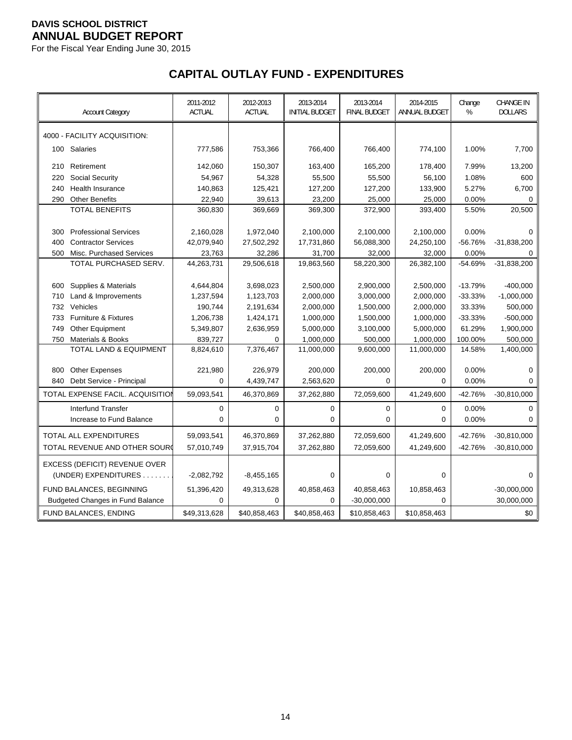**DAVIS SCHOOL DISTRICT**
**ANNUAL BUDGET REPORT**
For the Fiscal Year Ending June 30, 2015

## CAPITAL OUTLAY FUND - EXPENDITURES

| Account Category | 2011-2012 ACTUAL | 2012-2013 ACTUAL | 2013-2014 INITIAL BUDGET | 2013-2014 FINAL BUDGET | 2014-2015 ANNUAL BUDGET | Change % | CHANGE IN DOLLARS |
|---|---|---|---|---|---|---|---|
| 4000 - FACILITY ACQUISITION: | | | | | | | |
| 100 Salaries | 777,586 | 753,366 | 766,400 | 766,400 | 774,100 | 1.00% | 7,700 |
| 210 Retirement | 142,060 | 150,307 | 163,400 | 165,200 | 178,400 | 7.99% | 13,200 |
| 220 Social Security | 54,967 | 54,328 | 55,500 | 55,500 | 56,100 | 1.08% | 600 |
| 240 Health Insurance | 140,863 | 125,421 | 127,200 | 127,200 | 133,900 | 5.27% | 6,700 |
| 290 Other Benefits | 22,940 | 39,613 | 23,200 | 25,000 | 25,000 | 0.00% | 0 |
| TOTAL BENEFITS | 360,830 | 369,669 | 369,300 | 372,900 | 393,400 | 5.50% | 20,500 |
| 300 Professional Services | 2,160,028 | 1,972,040 | 2,100,000 | 2,100,000 | 2,100,000 | 0.00% | 0 |
| 400 Contractor Services | 42,079,940 | 27,502,292 | 17,731,860 | 56,088,300 | 24,250,100 | -56.76% | -31,838,200 |
| 500 Misc. Purchased Services | 23,763 | 32,286 | 31,700 | 32,000 | 32,000 | 0.00% | 0 |
| TOTAL PURCHASED SERV. | 44,263,731 | 29,506,618 | 19,863,560 | 58,220,300 | 26,382,100 | -54.69% | -31,838,200 |
| 600 Supplies & Materials | 4,644,804 | 3,698,023 | 2,500,000 | 2,900,000 | 2,500,000 | -13.79% | -400,000 |
| 710 Land & Improvements | 1,237,594 | 1,123,703 | 2,000,000 | 3,000,000 | 2,000,000 | -33.33% | -1,000,000 |
| 732 Vehicles | 190,744 | 2,191,634 | 2,000,000 | 1,500,000 | 2,000,000 | 33.33% | 500,000 |
| 733 Furniture & Fixtures | 1,206,738 | 1,424,171 | 1,000,000 | 1,500,000 | 1,000,000 | -33.33% | -500,000 |
| 749 Other Equipment | 5,349,807 | 2,636,959 | 5,000,000 | 3,100,000 | 5,000,000 | 61.29% | 1,900,000 |
| 750 Materials & Books | 839,727 | 0 | 1,000,000 | 500,000 | 1,000,000 | 100.00% | 500,000 |
| TOTAL LAND & EQUIPMENT | 8,824,610 | 7,376,467 | 11,000,000 | 9,600,000 | 11,000,000 | 14.58% | 1,400,000 |
| 800 Other Expenses | 221,980 | 226,979 | 200,000 | 200,000 | 200,000 | 0.00% | 0 |
| 840 Debt Service - Principal | 0 | 4,439,747 | 2,563,620 | 0 | 0 | 0.00% | 0 |
| TOTAL EXPENSE FACIL. ACQUISITION | 59,093,541 | 46,370,869 | 37,262,880 | 72,059,600 | 41,249,600 | -42.76% | -30,810,000 |
| Interfund Transfer | 0 | 0 | 0 | 0 | 0 | 0.00% | 0 |
| Increase to Fund Balance | 0 | 0 | 0 | 0 | 0 | 0.00% | 0 |
| TOTAL ALL EXPENDITURES | 59,093,541 | 46,370,869 | 37,262,880 | 72,059,600 | 41,249,600 | -42.76% | -30,810,000 |
| TOTAL REVENUE AND OTHER SOURCES | 57,010,749 | 37,915,704 | 37,262,880 | 72,059,600 | 41,249,600 | -42.76% | -30,810,000 |
| EXCESS (DEFICIT) REVENUE OVER (UNDER) EXPENDITURES . . . . . . . | -2,082,792 | -8,455,165 | 0 | 0 | 0 | | 0 |
| FUND BALANCES, BEGINNING | 51,396,420 | 49,313,628 | 40,858,463 | 40,858,463 | 10,858,463 | | -30,000,000 |
| Budgeted Changes in Fund Balance | 0 | 0 | 0 | -30,000,000 | 0 | | 30,000,000 |
| FUND BALANCES, ENDING | $49,313,628 | $40,858,463 | $40,858,463 | $10,858,463 | $10,858,463 | | $0 |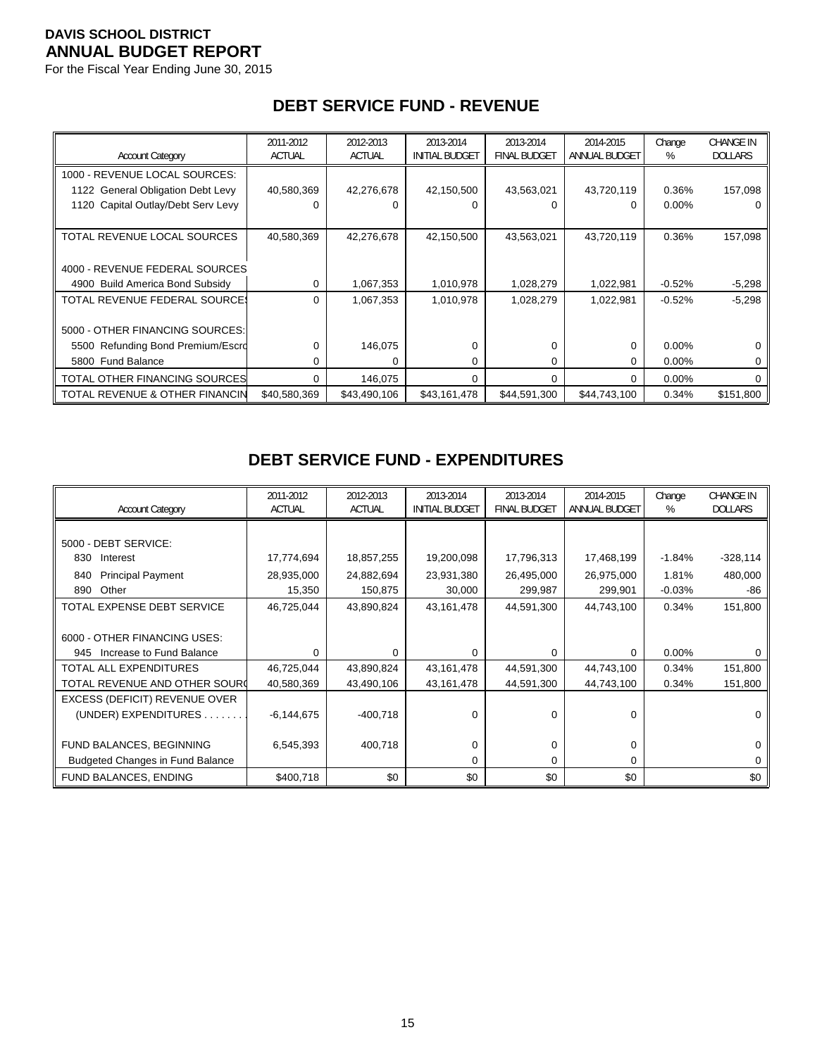**DAVIS SCHOOL DISTRICT**
**ANNUAL BUDGET REPORT**
For the Fiscal Year Ending June 30, 2015

## DEBT SERVICE FUND - REVENUE

| Account Category | 2011-2012 ACTUAL | 2012-2013 ACTUAL | 2013-2014 INITIAL BUDGET | 2013-2014 FINAL BUDGET | 2014-2015 ANNUAL BUDGET | Change % | CHANGE IN DOLLARS |
|---|---|---|---|---|---|---|---|
| 1000 - REVENUE LOCAL SOURCES: | | | | | | | |
| 1122 General Obligation Debt Levy | 40,580,369 | 42,276,678 | 42,150,500 | 43,563,021 | 43,720,119 | 0.36% | 157,098 |
| 1120 Capital Outlay/Debt Serv Levy | 0 | 0 | 0 | 0 | 0 | 0.00% | 0 |
| TOTAL REVENUE LOCAL SOURCES | 40,580,369 | 42,276,678 | 42,150,500 | 43,563,021 | 43,720,119 | 0.36% | 157,098 |
| 4000 - REVENUE FEDERAL SOURCES | | | | | | | |
| 4900 Build America Bond Subsidy | 0 | 1,067,353 | 1,010,978 | 1,028,279 | 1,022,981 | -0.52% | -5,298 |
| TOTAL REVENUE FEDERAL SOURCES | 0 | 1,067,353 | 1,010,978 | 1,028,279 | 1,022,981 | -0.52% | -5,298 |
| 5000 - OTHER FINANCING SOURCES: | | | | | | | |
| 5500 Refunding Bond Premium/Escro | 0 | 146,075 | 0 | 0 | 0 | 0.00% | 0 |
| 5800 Fund Balance | 0 | 0 | 0 | 0 | 0 | 0.00% | 0 |
| TOTAL OTHER FINANCING SOURCES | 0 | 146,075 | 0 | 0 | 0 | 0.00% | 0 |
| TOTAL REVENUE & OTHER FINANCIN | $40,580,369 | $43,490,106 | $43,161,478 | $44,591,300 | $44,743,100 | 0.34% | $151,800 |

## DEBT SERVICE FUND - EXPENDITURES

| Account Category | 2011-2012 ACTUAL | 2012-2013 ACTUAL | 2013-2014 INITIAL BUDGET | 2013-2014 FINAL BUDGET | 2014-2015 ANNUAL BUDGET | Change % | CHANGE IN DOLLARS |
|---|---|---|---|---|---|---|---|
| 5000 - DEBT SERVICE: | | | | | | | |
| 830 Interest | 17,774,694 | 18,857,255 | 19,200,098 | 17,796,313 | 17,468,199 | -1.84% | -328,114 |
| 840 Principal Payment | 28,935,000 | 24,882,694 | 23,931,380 | 26,495,000 | 26,975,000 | 1.81% | 480,000 |
| 890 Other | 15,350 | 150,875 | 30,000 | 299,987 | 299,901 | -0.03% | -86 |
| TOTAL EXPENSE DEBT SERVICE | 46,725,044 | 43,890,824 | 43,161,478 | 44,591,300 | 44,743,100 | 0.34% | 151,800 |
| 6000 - OTHER FINANCING USES: | | | | | | | |
| 945 Increase to Fund Balance | 0 | 0 | 0 | 0 | 0 | 0.00% | 0 |
| TOTAL ALL EXPENDITURES | 46,725,044 | 43,890,824 | 43,161,478 | 44,591,300 | 44,743,100 | 0.34% | 151,800 |
| TOTAL REVENUE AND OTHER SOURC | 40,580,369 | 43,490,106 | 43,161,478 | 44,591,300 | 44,743,100 | 0.34% | 151,800 |
| EXCESS (DEFICIT) REVENUE OVER (UNDER) EXPENDITURES . . . . . . . | -6,144,675 | -400,718 | 0 | 0 | 0 | | 0 |
| FUND BALANCES, BEGINNING | 6,545,393 | 400,718 | 0 | 0 | 0 | | 0 |
| Budgeted Changes in Fund Balance | | | 0 | 0 | 0 | | 0 |
| FUND BALANCES, ENDING | $400,718 | $0 | $0 | $0 | $0 | | $0 |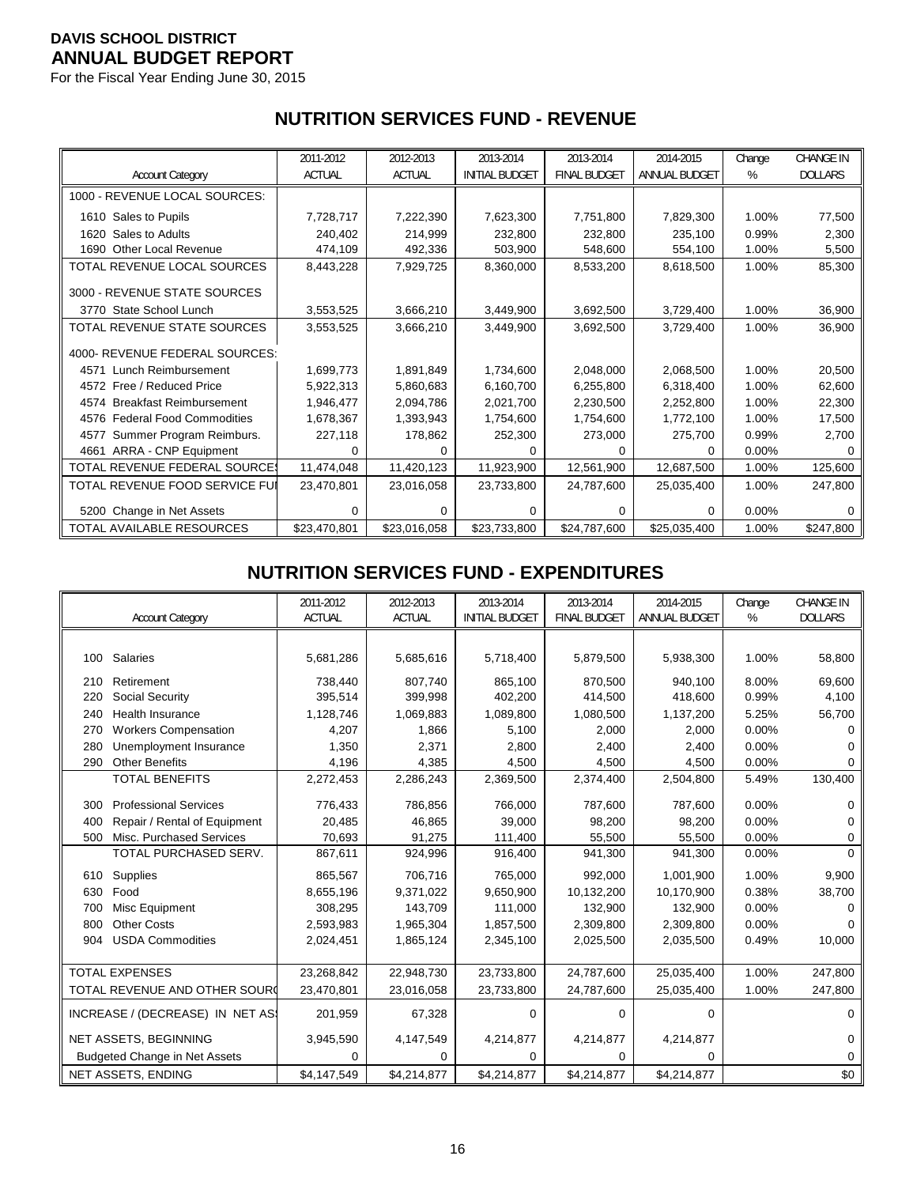**DAVIS SCHOOL DISTRICT**
**ANNUAL BUDGET REPORT**
For the Fiscal Year Ending June 30, 2015

## NUTRITION SERVICES FUND - REVENUE

| Account Category | 2011-2012 ACTUAL | 2012-2013 ACTUAL | 2013-2014 INITIAL BUDGET | 2013-2014 FINAL BUDGET | 2014-2015 ANNUAL BUDGET | Change % | CHANGE IN DOLLARS |
|---|---|---|---|---|---|---|---|
| 1000 - REVENUE LOCAL SOURCES: | | | | | | | |
| 1610 Sales to Pupils | 7,728,717 | 7,222,390 | 7,623,300 | 7,751,800 | 7,829,300 | 1.00% | 77,500 |
| 1620 Sales to Adults | 240,402 | 214,999 | 232,800 | 232,800 | 235,100 | 0.99% | 2,300 |
| 1690 Other Local Revenue | 474,109 | 492,336 | 503,900 | 548,600 | 554,100 | 1.00% | 5,500 |
| TOTAL REVENUE LOCAL SOURCES | 8,443,228 | 7,929,725 | 8,360,000 | 8,533,200 | 8,618,500 | 1.00% | 85,300 |
| 3000 - REVENUE STATE SOURCES | | | | | | | |
| 3770 State School Lunch | 3,553,525 | 3,666,210 | 3,449,900 | 3,692,500 | 3,729,400 | 1.00% | 36,900 |
| TOTAL REVENUE STATE SOURCES | 3,553,525 | 3,666,210 | 3,449,900 | 3,692,500 | 3,729,400 | 1.00% | 36,900 |
| 4000- REVENUE FEDERAL SOURCES: | | | | | | | |
| 4571 Lunch Reimbursement | 1,699,773 | 1,891,849 | 1,734,600 | 2,048,000 | 2,068,500 | 1.00% | 20,500 |
| 4572 Free / Reduced Price | 5,922,313 | 5,860,683 | 6,160,700 | 6,255,800 | 6,318,400 | 1.00% | 62,600 |
| 4574 Breakfast Reimbursement | 1,946,477 | 2,094,786 | 2,021,700 | 2,230,500 | 2,252,800 | 1.00% | 22,300 |
| 4576 Federal Food Commodities | 1,678,367 | 1,393,943 | 1,754,600 | 1,754,600 | 1,772,100 | 1.00% | 17,500 |
| 4577 Summer Program Reimburs. | 227,118 | 178,862 | 252,300 | 273,000 | 275,700 | 0.99% | 2,700 |
| 4661 ARRA - CNP Equipment | 0 | 0 | 0 | 0 | 0 | 0.00% | 0 |
| TOTAL REVENUE FEDERAL SOURCES | 11,474,048 | 11,420,123 | 11,923,900 | 12,561,900 | 12,687,500 | 1.00% | 125,600 |
| TOTAL REVENUE FOOD SERVICE FUND | 23,470,801 | 23,016,058 | 23,733,800 | 24,787,600 | 25,035,400 | 1.00% | 247,800 |
| 5200 Change in Net Assets | 0 | 0 | 0 | 0 | 0 | 0.00% | 0 |
| TOTAL AVAILABLE RESOURCES | $23,470,801 | $23,016,058 | $23,733,800 | $24,787,600 | $25,035,400 | 1.00% | $247,800 |

## NUTRITION SERVICES FUND - EXPENDITURES

| Account Category | 2011-2012 ACTUAL | 2012-2013 ACTUAL | 2013-2014 INITIAL BUDGET | 2013-2014 FINAL BUDGET | 2014-2015 ANNUAL BUDGET | Change % | CHANGE IN DOLLARS |
|---|---|---|---|---|---|---|---|
| 100 Salaries | 5,681,286 | 5,685,616 | 5,718,400 | 5,879,500 | 5,938,300 | 1.00% | 58,800 |
| 210 Retirement | 738,440 | 807,740 | 865,100 | 870,500 | 940,100 | 8.00% | 69,600 |
| 220 Social Security | 395,514 | 399,998 | 402,200 | 414,500 | 418,600 | 0.99% | 4,100 |
| 240 Health Insurance | 1,128,746 | 1,069,883 | 1,089,800 | 1,080,500 | 1,137,200 | 5.25% | 56,700 |
| 270 Workers Compensation | 4,207 | 1,866 | 5,100 | 2,000 | 2,000 | 0.00% | 0 |
| 280 Unemployment Insurance | 1,350 | 2,371 | 2,800 | 2,400 | 2,400 | 0.00% | 0 |
| 290 Other Benefits | 4,196 | 4,385 | 4,500 | 4,500 | 4,500 | 0.00% | 0 |
| TOTAL BENEFITS | 2,272,453 | 2,286,243 | 2,369,500 | 2,374,400 | 2,504,800 | 5.49% | 130,400 |
| 300 Professional Services | 776,433 | 786,856 | 766,000 | 787,600 | 787,600 | 0.00% | 0 |
| 400 Repair / Rental of Equipment | 20,485 | 46,865 | 39,000 | 98,200 | 98,200 | 0.00% | 0 |
| 500 Misc. Purchased Services | 70,693 | 91,275 | 111,400 | 55,500 | 55,500 | 0.00% | 0 |
| TOTAL PURCHASED SERV. | 867,611 | 924,996 | 916,400 | 941,300 | 941,300 | 0.00% | 0 |
| 610 Supplies | 865,567 | 706,716 | 765,000 | 992,000 | 1,001,900 | 1.00% | 9,900 |
| 630 Food | 8,655,196 | 9,371,022 | 9,650,900 | 10,132,200 | 10,170,900 | 0.38% | 38,700 |
| 700 Misc Equipment | 308,295 | 143,709 | 111,000 | 132,900 | 132,900 | 0.00% | 0 |
| 800 Other Costs | 2,593,983 | 1,965,304 | 1,857,500 | 2,309,800 | 2,309,800 | 0.00% | 0 |
| 904 USDA Commodities | 2,024,451 | 1,865,124 | 2,345,100 | 2,025,500 | 2,035,500 | 0.49% | 10,000 |
| TOTAL EXPENSES | 23,268,842 | 22,948,730 | 23,733,800 | 24,787,600 | 25,035,400 | 1.00% | 247,800 |
| TOTAL REVENUE AND OTHER SOURCES | 23,470,801 | 23,016,058 | 23,733,800 | 24,787,600 | 25,035,400 | 1.00% | 247,800 |
| INCREASE / (DECREASE) IN NET ASSETS | 201,959 | 67,328 | 0 | 0 | 0 | | 0 |
| NET ASSETS, BEGINNING | 3,945,590 | 4,147,549 | 4,214,877 | 4,214,877 | 4,214,877 | | 0 |
| Budgeted Change in Net Assets | 0 | 0 | 0 | 0 | 0 | | 0 |
| NET ASSETS, ENDING | $4,147,549 | $4,214,877 | $4,214,877 | $4,214,877 | $4,214,877 | | $0 |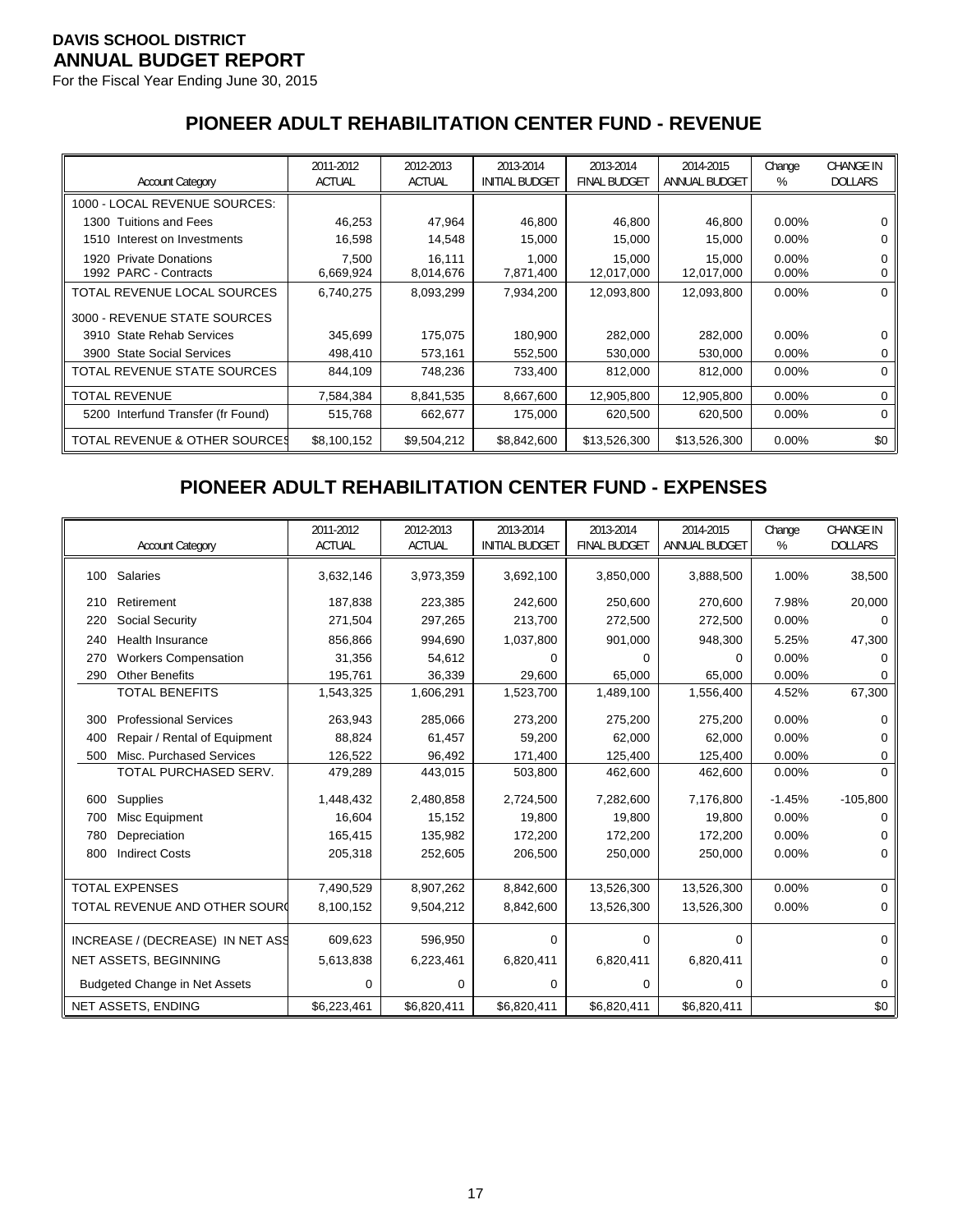**DAVIS SCHOOL DISTRICT**
**ANNUAL BUDGET REPORT**
For the Fiscal Year Ending June 30, 2015

## PIONEER ADULT REHABILITATION CENTER FUND - REVENUE

| Account Category | 2011-2012 ACTUAL | 2012-2013 ACTUAL | 2013-2014 INITIAL BUDGET | 2013-2014 FINAL BUDGET | 2014-2015 ANNUAL BUDGET | Change % | CHANGE IN DOLLARS |
|---|---|---|---|---|---|---|---|
| 1000 - LOCAL REVENUE SOURCES: | | | | | | | |
| 1300 Tuitions and Fees | 46,253 | 47,964 | 46,800 | 46,800 | 46,800 | 0.00% | 0 |
| 1510 Interest on Investments | 16,598 | 14,548 | 15,000 | 15,000 | 15,000 | 0.00% | 0 |
| 1920 Private Donations | 7,500 | 16,111 | 1,000 | 15,000 | 15,000 | 0.00% | 0 |
| 1992 PARC - Contracts | 6,669,924 | 8,014,676 | 7,871,400 | 12,017,000 | 12,017,000 | 0.00% | 0 |
| TOTAL REVENUE LOCAL SOURCES | 6,740,275 | 8,093,299 | 7,934,200 | 12,093,800 | 12,093,800 | 0.00% | 0 |
| 3000 - REVENUE STATE SOURCES | | | | | | | |
| 3910 State Rehab Services | 345,699 | 175,075 | 180,900 | 282,000 | 282,000 | 0.00% | 0 |
| 3900 State Social Services | 498,410 | 573,161 | 552,500 | 530,000 | 530,000 | 0.00% | 0 |
| TOTAL REVENUE STATE SOURCES | 844,109 | 748,236 | 733,400 | 812,000 | 812,000 | 0.00% | 0 |
| TOTAL REVENUE | 7,584,384 | 8,841,535 | 8,667,600 | 12,905,800 | 12,905,800 | 0.00% | 0 |
| 5200 Interfund Transfer (fr Found) | 515,768 | 662,677 | 175,000 | 620,500 | 620,500 | 0.00% | 0 |
| TOTAL REVENUE & OTHER SOURCES | $8,100,152 | $9,504,212 | $8,842,600 | $13,526,300 | $13,526,300 | 0.00% | $0 |

## PIONEER ADULT REHABILITATION CENTER FUND - EXPENSES

| Account Category | 2011-2012 ACTUAL | 2012-2013 ACTUAL | 2013-2014 INITIAL BUDGET | 2013-2014 FINAL BUDGET | 2014-2015 ANNUAL BUDGET | Change % | CHANGE IN DOLLARS |
|---|---|---|---|---|---|---|---|
| 100 Salaries | 3,632,146 | 3,973,359 | 3,692,100 | 3,850,000 | 3,888,500 | 1.00% | 38,500 |
| 210 Retirement | 187,838 | 223,385 | 242,600 | 250,600 | 270,600 | 7.98% | 20,000 |
| 220 Social Security | 271,504 | 297,265 | 213,700 | 272,500 | 272,500 | 0.00% | 0 |
| 240 Health Insurance | 856,866 | 994,690 | 1,037,800 | 901,000 | 948,300 | 5.25% | 47,300 |
| 270 Workers Compensation | 31,356 | 54,612 | 0 | 0 | 0 | 0.00% | 0 |
| 290 Other Benefits | 195,761 | 36,339 | 29,600 | 65,000 | 65,000 | 0.00% | 0 |
| TOTAL BENEFITS | 1,543,325 | 1,606,291 | 1,523,700 | 1,489,100 | 1,556,400 | 4.52% | 67,300 |
| 300 Professional Services | 263,943 | 285,066 | 273,200 | 275,200 | 275,200 | 0.00% | 0 |
| 400 Repair / Rental of Equipment | 88,824 | 61,457 | 59,200 | 62,000 | 62,000 | 0.00% | 0 |
| 500 Misc. Purchased Services | 126,522 | 96,492 | 171,400 | 125,400 | 125,400 | 0.00% | 0 |
| TOTAL PURCHASED SERV. | 479,289 | 443,015 | 503,800 | 462,600 | 462,600 | 0.00% | 0 |
| 600 Supplies | 1,448,432 | 2,480,858 | 2,724,500 | 7,282,600 | 7,176,800 | -1.45% | -105,800 |
| 700 Misc Equipment | 16,604 | 15,152 | 19,800 | 19,800 | 19,800 | 0.00% | 0 |
| 780 Depreciation | 165,415 | 135,982 | 172,200 | 172,200 | 172,200 | 0.00% | 0 |
| 800 Indirect Costs | 205,318 | 252,605 | 206,500 | 250,000 | 250,000 | 0.00% | 0 |
| TOTAL EXPENSES | 7,490,529 | 8,907,262 | 8,842,600 | 13,526,300 | 13,526,300 | 0.00% | 0 |
| TOTAL REVENUE AND OTHER SOURC | 8,100,152 | 9,504,212 | 8,842,600 | 13,526,300 | 13,526,300 | 0.00% | 0 |
| INCREASE / (DECREASE) IN NET ASS | 609,623 | 596,950 | 0 | 0 | 0 | | 0 |
| NET ASSETS, BEGINNING | 5,613,838 | 6,223,461 | 6,820,411 | 6,820,411 | 6,820,411 | | 0 |
| Budgeted Change in Net Assets | 0 | 0 | 0 | 0 | 0 | | 0 |
| NET ASSETS, ENDING | $6,223,461 | $6,820,411 | $6,820,411 | $6,820,411 | $6,820,411 | | $0 |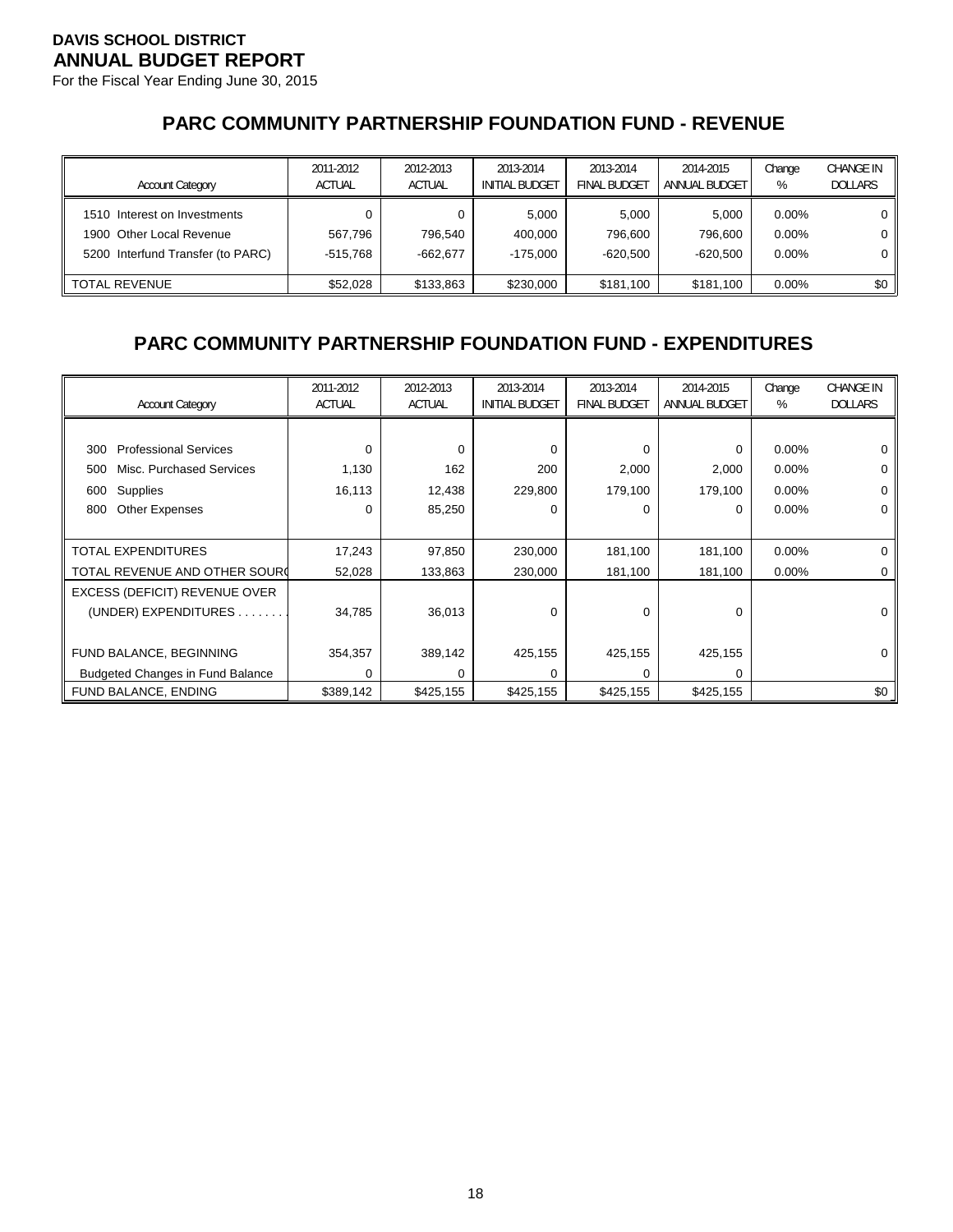**DAVIS SCHOOL DISTRICT**
**ANNUAL BUDGET REPORT**
For the Fiscal Year Ending June 30, 2015

## PARC COMMUNITY PARTNERSHIP FOUNDATION FUND - REVENUE

| Account Category | 2011-2012 ACTUAL | 2012-2013 ACTUAL | 2013-2014 INITIAL BUDGET | 2013-2014 FINAL BUDGET | 2014-2015 ANNUAL BUDGET | Change % | CHANGE IN DOLLARS |
|---|---|---|---|---|---|---|---|
| 1510 Interest on Investments | 0 | 0 | 5,000 | 5,000 | 5,000 | 0.00% | 0 |
| 1900 Other Local Revenue | 567,796 | 796,540 | 400,000 | 796,600 | 796,600 | 0.00% | 0 |
| 5200 Interfund Transfer (to PARC) | -515,768 | -662,677 | -175,000 | -620,500 | -620,500 | 0.00% | 0 |
| TOTAL REVENUE | $52,028 | $133,863 | $230,000 | $181,100 | $181,100 | 0.00% | $0 |

## PARC COMMUNITY PARTNERSHIP FOUNDATION FUND - EXPENDITURES

| Account Category | 2011-2012 ACTUAL | 2012-2013 ACTUAL | 2013-2014 INITIAL BUDGET | 2013-2014 FINAL BUDGET | 2014-2015 ANNUAL BUDGET | Change % | CHANGE IN DOLLARS |
|---|---|---|---|---|---|---|---|
| 300 Professional Services | 0 | 0 | 0 | 0 | 0 | 0.00% | 0 |
| 500 Misc. Purchased Services | 1,130 | 162 | 200 | 2,000 | 2,000 | 0.00% | 0 |
| 600 Supplies | 16,113 | 12,438 | 229,800 | 179,100 | 179,100 | 0.00% | 0 |
| 800 Other Expenses | 0 | 85,250 | 0 | 0 | 0 | 0.00% | 0 |
| TOTAL EXPENDITURES | 17,243 | 97,850 | 230,000 | 181,100 | 181,100 | 0.00% | 0 |
| TOTAL REVENUE AND OTHER SOURC | 52,028 | 133,863 | 230,000 | 181,100 | 181,100 | 0.00% | 0 |
| EXCESS (DEFICIT) REVENUE OVER (UNDER) EXPENDITURES . . . . . . . | 34,785 | 36,013 | 0 | 0 | 0 | | 0 |
| FUND BALANCE, BEGINNING | 354,357 | 389,142 | 425,155 | 425,155 | 425,155 | | 0 |
| Budgeted Changes in Fund Balance | 0 | 0 | 0 | 0 | 0 | | |
| FUND BALANCE, ENDING | $389,142 | $425,155 | $425,155 | $425,155 | $425,155 | | $0 |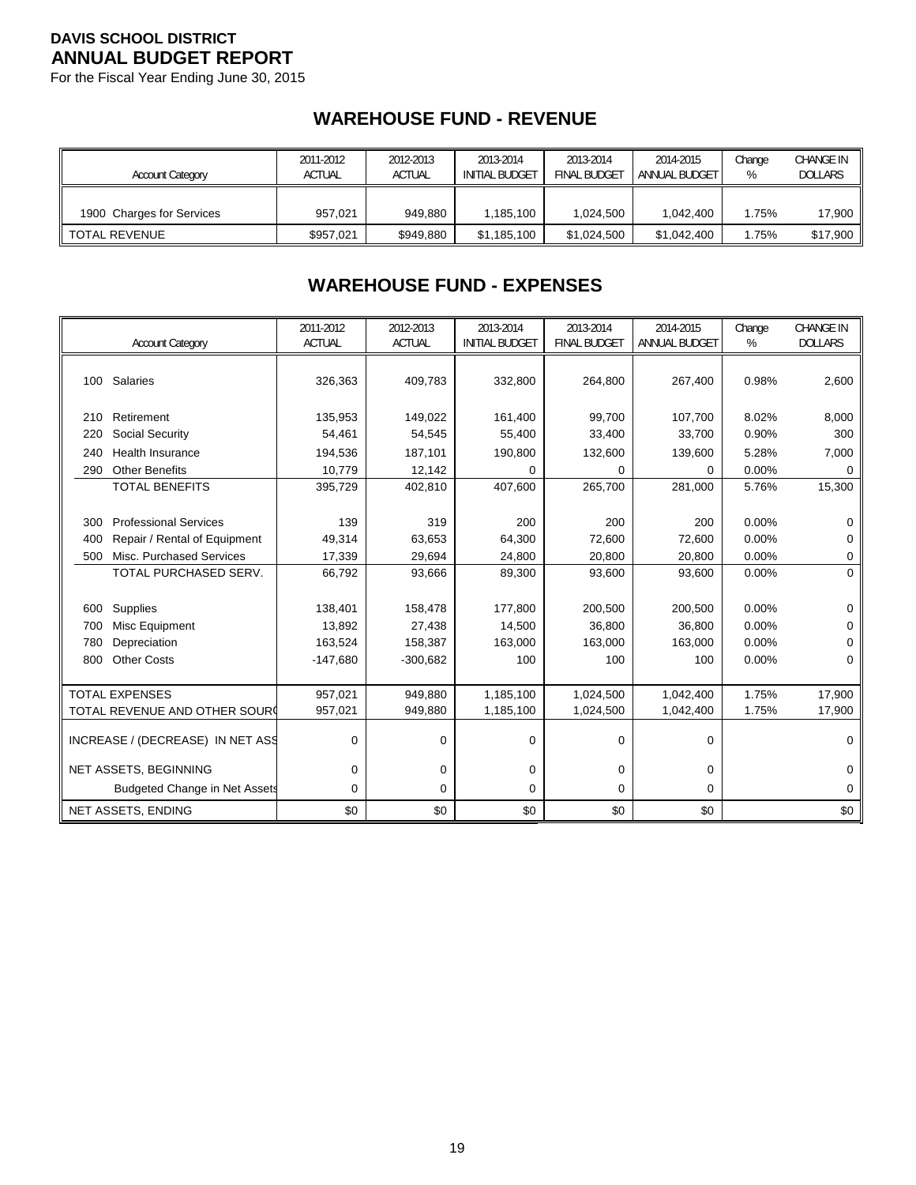**DAVIS SCHOOL DISTRICT**
**ANNUAL BUDGET REPORT**
For the Fiscal Year Ending June 30, 2015

## WAREHOUSE FUND - REVENUE

| Account Category | 2011-2012 ACTUAL | 2012-2013 ACTUAL | 2013-2014 INITIAL BUDGET | 2013-2014 FINAL BUDGET | 2014-2015 ANNUAL BUDGET | Change % | CHANGE IN DOLLARS |
|---|---|---|---|---|---|---|---|
| 1900 Charges for Services | 957,021 | 949,880 | 1,185,100 | 1,024,500 | 1,042,400 | 1.75% | 17,900 |
| TOTAL REVENUE | $957,021 | $949,880 | $1,185,100 | $1,024,500 | $1,042,400 | 1.75% | $17,900 |

## WAREHOUSE FUND - EXPENSES

| Account Category | 2011-2012 ACTUAL | 2012-2013 ACTUAL | 2013-2014 INITIAL BUDGET | 2013-2014 FINAL BUDGET | 2014-2015 ANNUAL BUDGET | Change % | CHANGE IN DOLLARS |
|---|---|---|---|---|---|---|---|
| 100 Salaries | 326,363 | 409,783 | 332,800 | 264,800 | 267,400 | 0.98% | 2,600 |
| 210 Retirement | 135,953 | 149,022 | 161,400 | 99,700 | 107,700 | 8.02% | 8,000 |
| 220 Social Security | 54,461 | 54,545 | 55,400 | 33,400 | 33,700 | 0.90% | 300 |
| 240 Health Insurance | 194,536 | 187,101 | 190,800 | 132,600 | 139,600 | 5.28% | 7,000 |
| 290 Other Benefits | 10,779 | 12,142 | 0 | 0 | 0 | 0.00% | 0 |
| TOTAL BENEFITS | 395,729 | 402,810 | 407,600 | 265,700 | 281,000 | 5.76% | 15,300 |
| 300 Professional Services | 139 | 319 | 200 | 200 | 200 | 0.00% | 0 |
| 400 Repair / Rental of Equipment | 49,314 | 63,653 | 64,300 | 72,600 | 72,600 | 0.00% | 0 |
| 500 Misc. Purchased Services | 17,339 | 29,694 | 24,800 | 20,800 | 20,800 | 0.00% | 0 |
| TOTAL PURCHASED SERV. | 66,792 | 93,666 | 89,300 | 93,600 | 93,600 | 0.00% | 0 |
| 600 Supplies | 138,401 | 158,478 | 177,800 | 200,500 | 200,500 | 0.00% | 0 |
| 700 Misc Equipment | 13,892 | 27,438 | 14,500 | 36,800 | 36,800 | 0.00% | 0 |
| 780 Depreciation | 163,524 | 158,387 | 163,000 | 163,000 | 163,000 | 0.00% | 0 |
| 800 Other Costs | -147,680 | -300,682 | 100 | 100 | 100 | 0.00% | 0 |
| TOTAL EXPENSES | 957,021 | 949,880 | 1,185,100 | 1,024,500 | 1,042,400 | 1.75% | 17,900 |
| TOTAL REVENUE AND OTHER SOUR( | 957,021 | 949,880 | 1,185,100 | 1,024,500 | 1,042,400 | 1.75% | 17,900 |
| INCREASE / (DECREASE) IN NET ASS | 0 | 0 | 0 | 0 | 0 | | 0 |
| NET ASSETS, BEGINNING | 0 | 0 | 0 | 0 | 0 | | 0 |
| Budgeted Change in Net Assets | 0 | 0 | 0 | 0 | 0 | | 0 |
| NET ASSETS, ENDING | $0 | $0 | $0 | $0 | $0 | | $0 |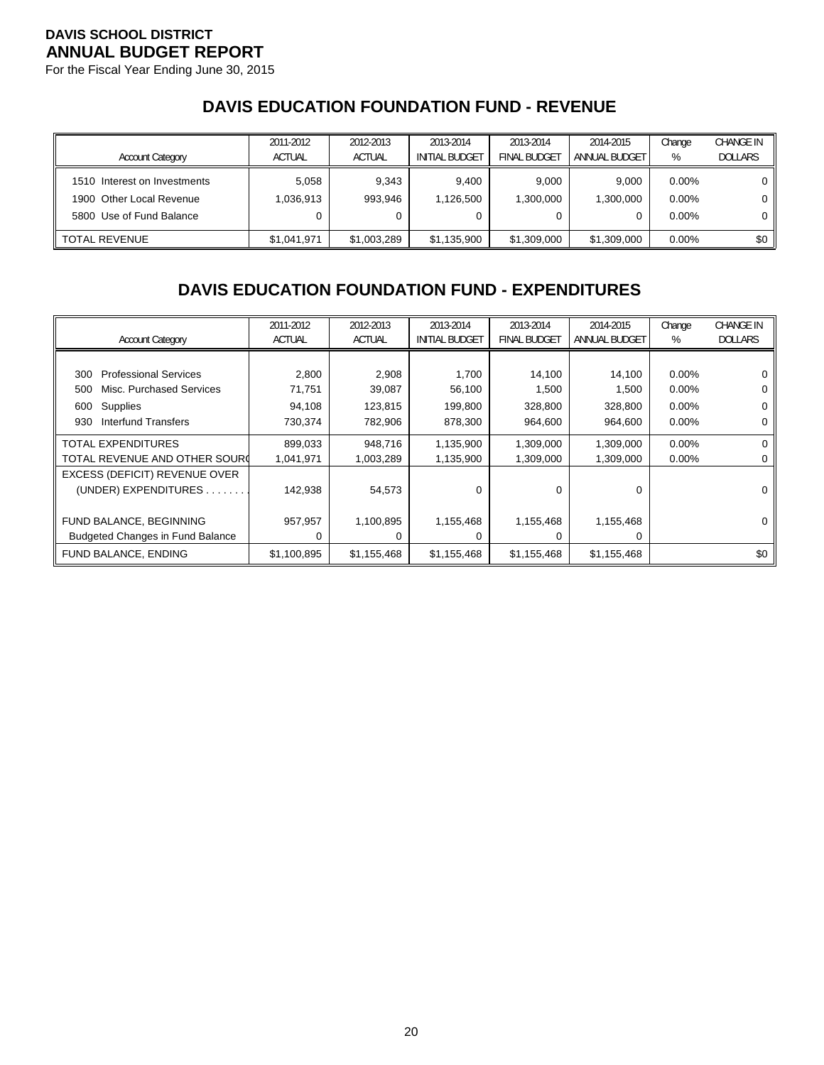**DAVIS SCHOOL DISTRICT**
**ANNUAL BUDGET REPORT**
For the Fiscal Year Ending June 30, 2015

## DAVIS EDUCATION FOUNDATION FUND - REVENUE

| Account Category | 2011-2012 ACTUAL | 2012-2013 ACTUAL | 2013-2014 INITIAL BUDGET | 2013-2014 FINAL BUDGET | 2014-2015 ANNUAL BUDGET | Change % | CHANGE IN DOLLARS |
|---|---|---|---|---|---|---|---|
| 1510 Interest on Investments | 5,058 | 9,343 | 9,400 | 9,000 | 9,000 | 0.00% | 0 |
| 1900 Other Local Revenue | 1,036,913 | 993,946 | 1,126,500 | 1,300,000 | 1,300,000 | 0.00% | 0 |
| 5800 Use of Fund Balance | 0 | 0 | 0 | 0 | 0 | 0.00% | 0 |
| TOTAL REVENUE | $1,041,971 | $1,003,289 | $1,135,900 | $1,309,000 | $1,309,000 | 0.00% | $0 |

## DAVIS EDUCATION FOUNDATION FUND - EXPENDITURES

| Account Category | 2011-2012 ACTUAL | 2012-2013 ACTUAL | 2013-2014 INITIAL BUDGET | 2013-2014 FINAL BUDGET | 2014-2015 ANNUAL BUDGET | Change % | CHANGE IN DOLLARS |
|---|---|---|---|---|---|---|---|
| 300 Professional Services | 2,800 | 2,908 | 1,700 | 14,100 | 14,100 | 0.00% | 0 |
| 500 Misc. Purchased Services | 71,751 | 39,087 | 56,100 | 1,500 | 1,500 | 0.00% | 0 |
| 600 Supplies | 94,108 | 123,815 | 199,800 | 328,800 | 328,800 | 0.00% | 0 |
| 930 Interfund Transfers | 730,374 | 782,906 | 878,300 | 964,600 | 964,600 | 0.00% | 0 |
| TOTAL EXPENDITURES | 899,033 | 948,716 | 1,135,900 | 1,309,000 | 1,309,000 | 0.00% | 0 |
| TOTAL REVENUE AND OTHER SOURC | 1,041,971 | 1,003,289 | 1,135,900 | 1,309,000 | 1,309,000 | 0.00% | 0 |
| EXCESS (DEFICIT) REVENUE OVER (UNDER) EXPENDITURES . . . . . . . | 142,938 | 54,573 | 0 | 0 | 0 | | 0 |
| FUND BALANCE, BEGINNING | 957,957 | 1,100,895 | 1,155,468 | 1,155,468 | 1,155,468 | | 0 |
| Budgeted Changes in Fund Balance | 0 | 0 | 0 | 0 | 0 | | |
| FUND BALANCE, ENDING | $1,100,895 | $1,155,468 | $1,155,468 | $1,155,468 | $1,155,468 | | $0 |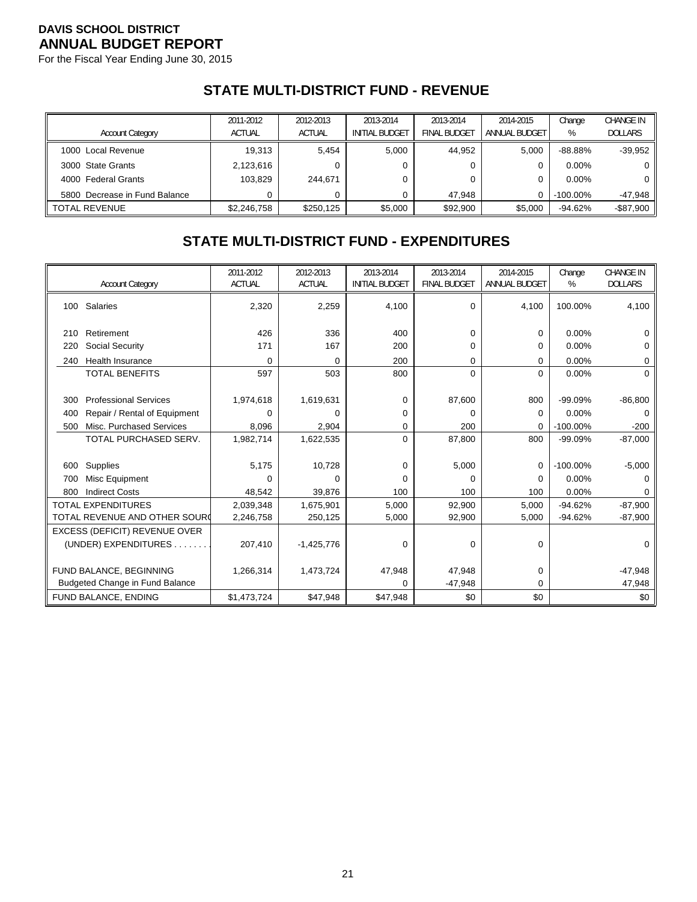**DAVIS SCHOOL DISTRICT**
**ANNUAL BUDGET REPORT**
For the Fiscal Year Ending June 30, 2015

## STATE MULTI-DISTRICT FUND - REVENUE

| Account Category | 2011-2012 ACTUAL | 2012-2013 ACTUAL | 2013-2014 INITIAL BUDGET | 2013-2014 FINAL BUDGET | 2014-2015 ANNUAL BUDGET | Change % | CHANGE IN DOLLARS |
|---|---|---|---|---|---|---|---|
| 1000 Local Revenue | 19,313 | 5,454 | 5,000 | 44,952 | 5,000 | -88.88% | -39,952 |
| 3000 State Grants | 2,123,616 | 0 | 0 | 0 | 0 | 0.00% | 0 |
| 4000 Federal Grants | 103,829 | 244,671 | 0 | 0 | 0 | 0.00% | 0 |
| 5800 Decrease in Fund Balance | 0 | 0 | 0 | 47,948 | 0 | -100.00% | -47,948 |
| TOTAL REVENUE | $2,246,758 | $250,125 | $5,000 | $92,900 | $5,000 | -94.62% | -$87,900 |

## STATE MULTI-DISTRICT FUND - EXPENDITURES

| Account Category | 2011-2012 ACTUAL | 2012-2013 ACTUAL | 2013-2014 INITIAL BUDGET | 2013-2014 FINAL BUDGET | 2014-2015 ANNUAL BUDGET | Change % | CHANGE IN DOLLARS |
|---|---|---|---|---|---|---|---|
| 100 Salaries | 2,320 | 2,259 | 4,100 | 0 | 4,100 | 100.00% | 4,100 |
| 210 Retirement | 426 | 336 | 400 | 0 | 0 | 0.00% | 0 |
| 220 Social Security | 171 | 167 | 200 | 0 | 0 | 0.00% | 0 |
| 240 Health Insurance | 0 | 0 | 200 | 0 | 0 | 0.00% | 0 |
| TOTAL BENEFITS | 597 | 503 | 800 | 0 | 0 | 0.00% | 0 |
| 300 Professional Services | 1,974,618 | 1,619,631 | 0 | 87,600 | 800 | -99.09% | -86,800 |
| 400 Repair / Rental of Equipment | 0 | 0 | 0 | 0 | 0 | 0.00% | 0 |
| 500 Misc. Purchased Services | 8,096 | 2,904 | 0 | 200 | 0 | -100.00% | -200 |
| TOTAL PURCHASED SERV. | 1,982,714 | 1,622,535 | 0 | 87,800 | 800 | -99.09% | -87,000 |
| 600 Supplies | 5,175 | 10,728 | 0 | 5,000 | 0 | -100.00% | -5,000 |
| 700 Misc Equipment | 0 | 0 | 0 | 0 | 0 | 0.00% | 0 |
| 800 Indirect Costs | 48,542 | 39,876 | 100 | 100 | 100 | 0.00% | 0 |
| TOTAL EXPENDITURES | 2,039,348 | 1,675,901 | 5,000 | 92,900 | 5,000 | -94.62% | -87,900 |
| TOTAL REVENUE AND OTHER SOURCES | 2,246,758 | 250,125 | 5,000 | 92,900 | 5,000 | -94.62% | -87,900 |
| EXCESS (DEFICIT) REVENUE OVER (UNDER) EXPENDITURES | 207,410 | -1,425,776 | 0 | 0 | 0 | | 0 |
| FUND BALANCE, BEGINNING | 1,266,314 | 1,473,724 | 47,948 | 47,948 | 0 | | -47,948 |
| Budgeted Change in Fund Balance | | | 0 | -47,948 | 0 | | 47,948 |
| FUND BALANCE, ENDING | $1,473,724 | $47,948 | $47,948 | $0 | $0 | | $0 |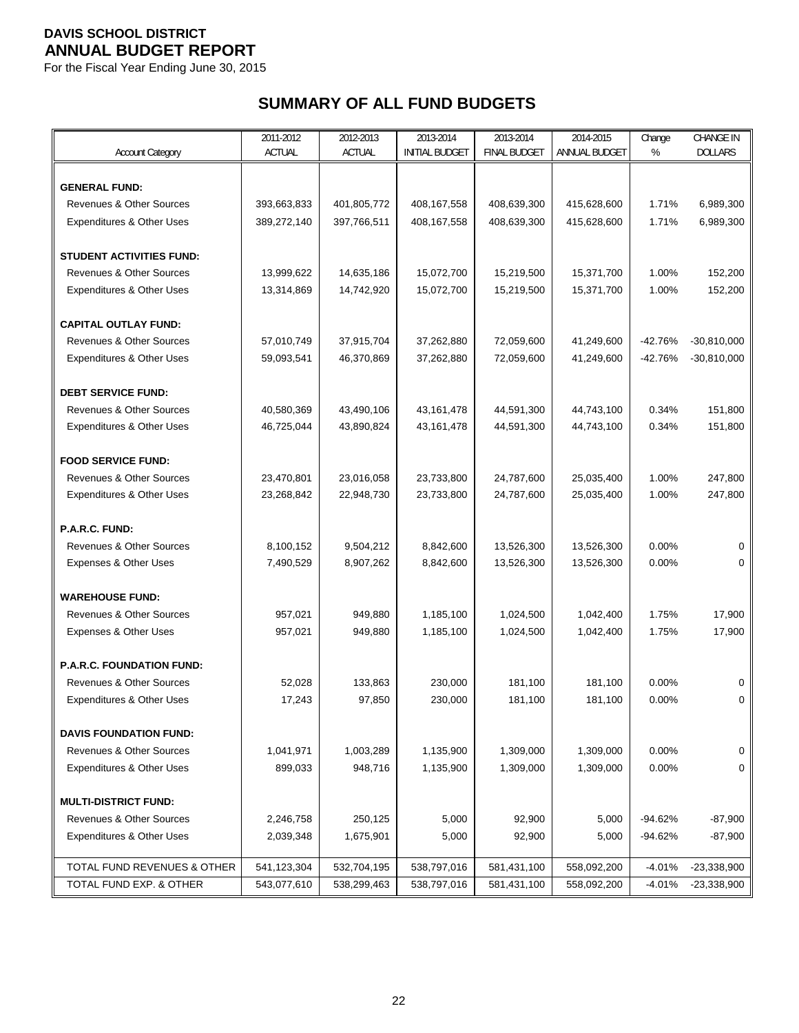**DAVIS SCHOOL DISTRICT**
**ANNUAL BUDGET REPORT**
For the Fiscal Year Ending June 30, 2015

## SUMMARY OF ALL FUND BUDGETS

| Account Category | 2011-2012 ACTUAL | 2012-2013 ACTUAL | 2013-2014 INITIAL BUDGET | 2013-2014 FINAL BUDGET | 2014-2015 ANNUAL BUDGET | Change % | CHANGE IN DOLLARS |
|---|---|---|---|---|---|---|---|
| **GENERAL FUND:** | | | | | | | |
| Revenues & Other Sources | 393,663,833 | 401,805,772 | 408,167,558 | 408,639,300 | 415,628,600 | 1.71% | 6,989,300 |
| Expenditures & Other Uses | 389,272,140 | 397,766,511 | 408,167,558 | 408,639,300 | 415,628,600 | 1.71% | 6,989,300 |
| **STUDENT ACTIVITIES FUND:** | | | | | | | |
| Revenues & Other Sources | 13,999,622 | 14,635,186 | 15,072,700 | 15,219,500 | 15,371,700 | 1.00% | 152,200 |
| Expenditures & Other Uses | 13,314,869 | 14,742,920 | 15,072,700 | 15,219,500 | 15,371,700 | 1.00% | 152,200 |
| **CAPITAL OUTLAY FUND:** | | | | | | | |
| Revenues & Other Sources | 57,010,749 | 37,915,704 | 37,262,880 | 72,059,600 | 41,249,600 | -42.76% | -30,810,000 |
| Expenditures & Other Uses | 59,093,541 | 46,370,869 | 37,262,880 | 72,059,600 | 41,249,600 | -42.76% | -30,810,000 |
| **DEBT SERVICE FUND:** | | | | | | | |
| Revenues & Other Sources | 40,580,369 | 43,490,106 | 43,161,478 | 44,591,300 | 44,743,100 | 0.34% | 151,800 |
| Expenditures & Other Uses | 46,725,044 | 43,890,824 | 43,161,478 | 44,591,300 | 44,743,100 | 0.34% | 151,800 |
| **FOOD SERVICE FUND:** | | | | | | | |
| Revenues & Other Sources | 23,470,801 | 23,016,058 | 23,733,800 | 24,787,600 | 25,035,400 | 1.00% | 247,800 |
| Expenditures & Other Uses | 23,268,842 | 22,948,730 | 23,733,800 | 24,787,600 | 25,035,400 | 1.00% | 247,800 |
| **P.A.R.C. FUND:** | | | | | | | |
| Revenues & Other Sources | 8,100,152 | 9,504,212 | 8,842,600 | 13,526,300 | 13,526,300 | 0.00% | 0 |
| Expenses & Other Uses | 7,490,529 | 8,907,262 | 8,842,600 | 13,526,300 | 13,526,300 | 0.00% | 0 |
| **WAREHOUSE FUND:** | | | | | | | |
| Revenues & Other Sources | 957,021 | 949,880 | 1,185,100 | 1,024,500 | 1,042,400 | 1.75% | 17,900 |
| Expenses & Other Uses | 957,021 | 949,880 | 1,185,100 | 1,024,500 | 1,042,400 | 1.75% | 17,900 |
| **P.A.R.C. FOUNDATION FUND:** | | | | | | | |
| Revenues & Other Sources | 52,028 | 133,863 | 230,000 | 181,100 | 181,100 | 0.00% | 0 |
| Expenditures & Other Uses | 17,243 | 97,850 | 230,000 | 181,100 | 181,100 | 0.00% | 0 |
| **DAVIS FOUNDATION FUND:** | | | | | | | |
| Revenues & Other Sources | 1,041,971 | 1,003,289 | 1,135,900 | 1,309,000 | 1,309,000 | 0.00% | 0 |
| Expenditures & Other Uses | 899,033 | 948,716 | 1,135,900 | 1,309,000 | 1,309,000 | 0.00% | 0 |
| **MULTI-DISTRICT FUND:** | | | | | | | |
| Revenues & Other Sources | 2,246,758 | 250,125 | 5,000 | 92,900 | 5,000 | -94.62% | -87,900 |
| Expenditures & Other Uses | 2,039,348 | 1,675,901 | 5,000 | 92,900 | 5,000 | -94.62% | -87,900 |
| TOTAL FUND REVENUES & OTHER | 541,123,304 | 532,704,195 | 538,797,016 | 581,431,100 | 558,092,200 | -4.01% | -23,338,900 |
| TOTAL FUND EXP. & OTHER | 543,077,610 | 538,299,463 | 538,797,016 | 581,431,100 | 558,092,200 | -4.01% | -23,338,900 |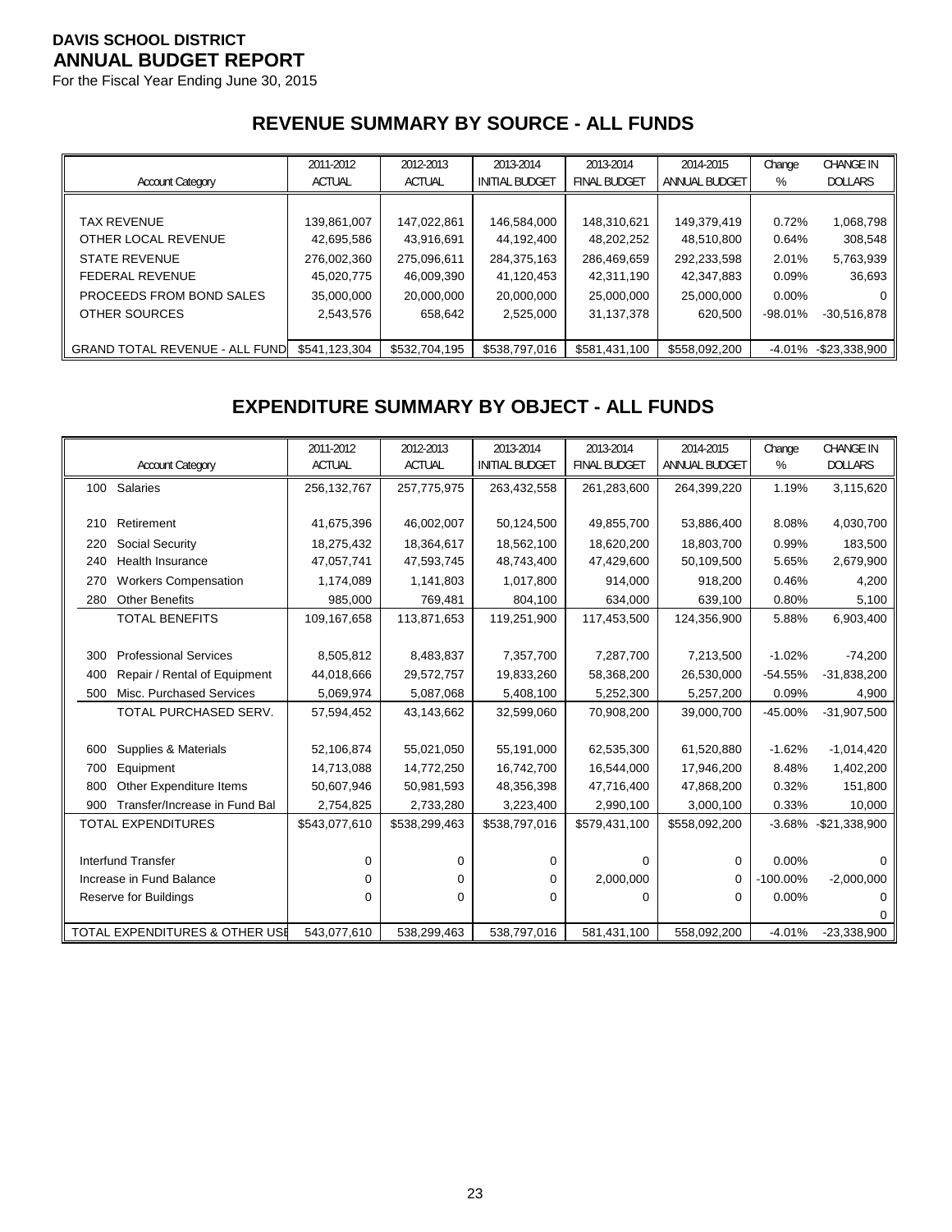**DAVIS SCHOOL DISTRICT**
**ANNUAL BUDGET REPORT**
For the Fiscal Year Ending June 30, 2015

## REVENUE SUMMARY BY SOURCE - ALL FUNDS

| Account Category | 2011-2012 ACTUAL | 2012-2013 ACTUAL | 2013-2014 INITIAL BUDGET | 2013-2014 FINAL BUDGET | 2014-2015 ANNUAL BUDGET | Change % | CHANGE IN DOLLARS |
|---|---|---|---|---|---|---|---|
| TAX REVENUE | 139,861,007 | 147,022,861 | 146,584,000 | 148,310,621 | 149,379,419 | 0.72% | 1,068,798 |
| OTHER LOCAL REVENUE | 42,695,586 | 43,916,691 | 44,192,400 | 48,202,252 | 48,510,800 | 0.64% | 308,548 |
| STATE REVENUE | 276,002,360 | 275,096,611 | 284,375,163 | 286,469,659 | 292,233,598 | 2.01% | 5,763,939 |
| FEDERAL REVENUE | 45,020,775 | 46,009,390 | 41,120,453 | 42,311,190 | 42,347,883 | 0.09% | 36,693 |
| PROCEEDS FROM BOND SALES | 35,000,000 | 20,000,000 | 20,000,000 | 25,000,000 | 25,000,000 | 0.00% | 0 |
| OTHER SOURCES | 2,543,576 | 658,642 | 2,525,000 | 31,137,378 | 620,500 | -98.01% | -30,516,878 |
| GRAND TOTAL REVENUE - ALL FUND | $541,123,304 | $532,704,195 | $538,797,016 | $581,431,100 | $558,092,200 | -4.01% | -$23,338,900 |

## EXPENDITURE SUMMARY BY OBJECT - ALL FUNDS

| Account Category | 2011-2012 ACTUAL | 2012-2013 ACTUAL | 2013-2014 INITIAL BUDGET | 2013-2014 FINAL BUDGET | 2014-2015 ANNUAL BUDGET | Change % | CHANGE IN DOLLARS |
|---|---|---|---|---|---|---|---|
| 100 Salaries | 256,132,767 | 257,775,975 | 263,432,558 | 261,283,600 | 264,399,220 | 1.19% | 3,115,620 |
| 210 Retirement | 41,675,396 | 46,002,007 | 50,124,500 | 49,855,700 | 53,886,400 | 8.08% | 4,030,700 |
| 220 Social Security | 18,275,432 | 18,364,617 | 18,562,100 | 18,620,200 | 18,803,700 | 0.99% | 183,500 |
| 240 Health Insurance | 47,057,741 | 47,593,745 | 48,743,400 | 47,429,600 | 50,109,500 | 5.65% | 2,679,900 |
| 270 Workers Compensation | 1,174,089 | 1,141,803 | 1,017,800 | 914,000 | 918,200 | 0.46% | 4,200 |
| 280 Other Benefits | 985,000 | 769,481 | 804,100 | 634,000 | 639,100 | 0.80% | 5,100 |
| TOTAL BENEFITS | 109,167,658 | 113,871,653 | 119,251,900 | 117,453,500 | 124,356,900 | 5.88% | 6,903,400 |
| 300 Professional Services | 8,505,812 | 8,483,837 | 7,357,700 | 7,287,700 | 7,213,500 | -1.02% | -74,200 |
| 400 Repair / Rental of Equipment | 44,018,666 | 29,572,757 | 19,833,260 | 58,368,200 | 26,530,000 | -54.55% | -31,838,200 |
| 500 Misc. Purchased Services | 5,069,974 | 5,087,068 | 5,408,100 | 5,252,300 | 5,257,200 | 0.09% | 4,900 |
| TOTAL PURCHASED SERV. | 57,594,452 | 43,143,662 | 32,599,060 | 70,908,200 | 39,000,700 | -45.00% | -31,907,500 |
| 600 Supplies & Materials | 52,106,874 | 55,021,050 | 55,191,000 | 62,535,300 | 61,520,880 | -1.62% | -1,014,420 |
| 700 Equipment | 14,713,088 | 14,772,250 | 16,742,700 | 16,544,000 | 17,946,200 | 8.48% | 1,402,200 |
| 800 Other Expenditure Items | 50,607,946 | 50,981,593 | 48,356,398 | 47,716,400 | 47,868,200 | 0.32% | 151,800 |
| 900 Transfer/Increase in Fund Bal | 2,754,825 | 2,733,280 | 3,223,400 | 2,990,100 | 3,000,100 | 0.33% | 10,000 |
| TOTAL EXPENDITURES | $543,077,610 | $538,299,463 | $538,797,016 | $579,431,100 | $558,092,200 | -3.68% | -$21,338,900 |
| Interfund Transfer | 0 | 0 | 0 | 0 | 0 | 0.00% | 0 |
| Increase in Fund Balance | 0 | 0 | 0 | 2,000,000 | 0 | -100.00% | -2,000,000 |
| Reserve for Buildings | 0 | 0 | 0 | 0 | 0 | 0.00% | 0 |
| | | | | | | | 0 |
| TOTAL EXPENDITURES & OTHER USE | 543,077,610 | 538,299,463 | 538,797,016 | 581,431,100 | 558,092,200 | -4.01% | -23,338,900 |